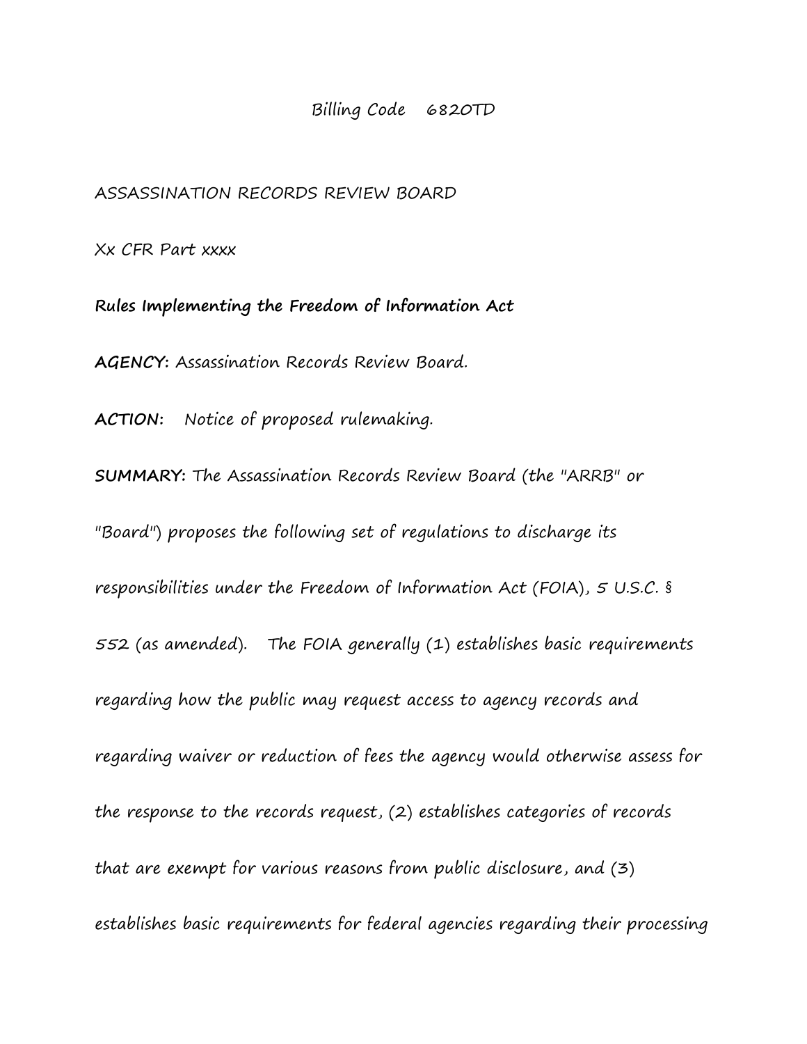Billing Code 6820TD

ASSASSINATION RECORDS REVIEW BOARD

Xx CFR Part xxxx

**Rules Implementing the Freedom of Information Act**

**AGENCY:** Assassination Records Review Board.

**ACTION:** Notice of proposed rulemaking.

**SUMMARY:** The Assassination Records Review Board (the "ARRB" or "Board") proposes the following set of regulations to discharge its responsibilities under the Freedom of Information Act (FOIA), 5 U.S.C. § 552 (as amended). The FOIA generally (1) establishes basic requirements regarding how the public may request access to agency records and regarding waiver or reduction of fees the agency would otherwise assess for the response to the records request, (2) establishes categories of records that are exempt for various reasons from public disclosure, and (3) establishes basic requirements for federal agencies regarding their processing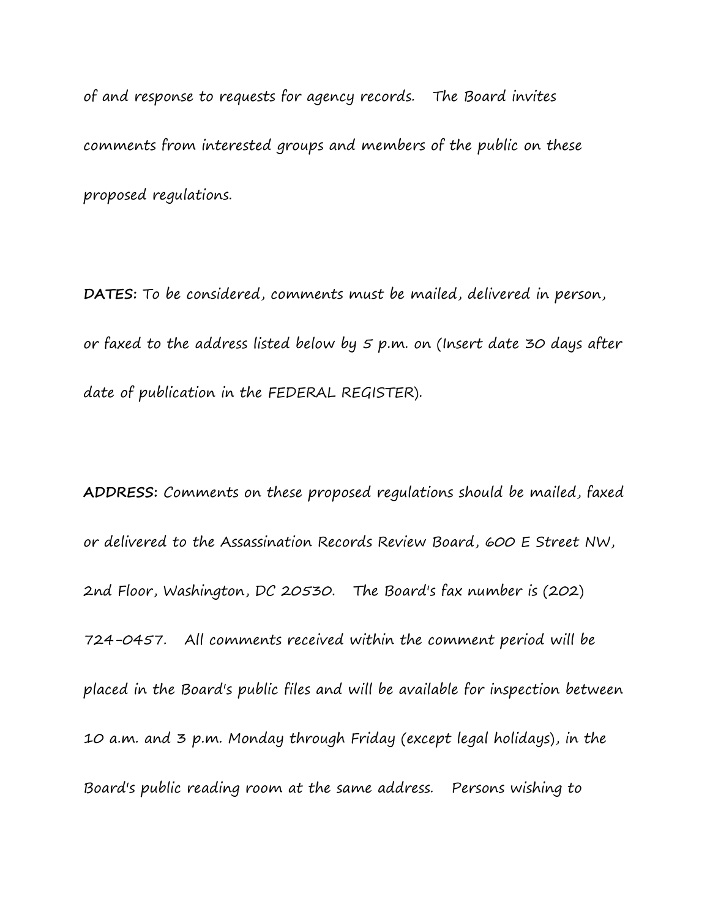of and response to requests for agency records. The Board invites comments from interested groups and members of the public on these proposed regulations.

**DATES:** To be considered, comments must be mailed, delivered in person, or faxed to the address listed below by 5 p.m. on (Insert date 30 days after date of publication in the FEDERAL REGISTER).

**ADDRESS:** Comments on these proposed regulations should be mailed, faxed or delivered to the Assassination Records Review Board, 600 E Street NW, 2nd Floor, Washington, DC 20530. The Board's fax number is (202) 724-0457. All comments received within the comment period will be placed in the Board's public files and will be available for inspection between 10 a.m. and 3 p.m. Monday through Friday (except legal holidays), in the Board's public reading room at the same address. Persons wishing to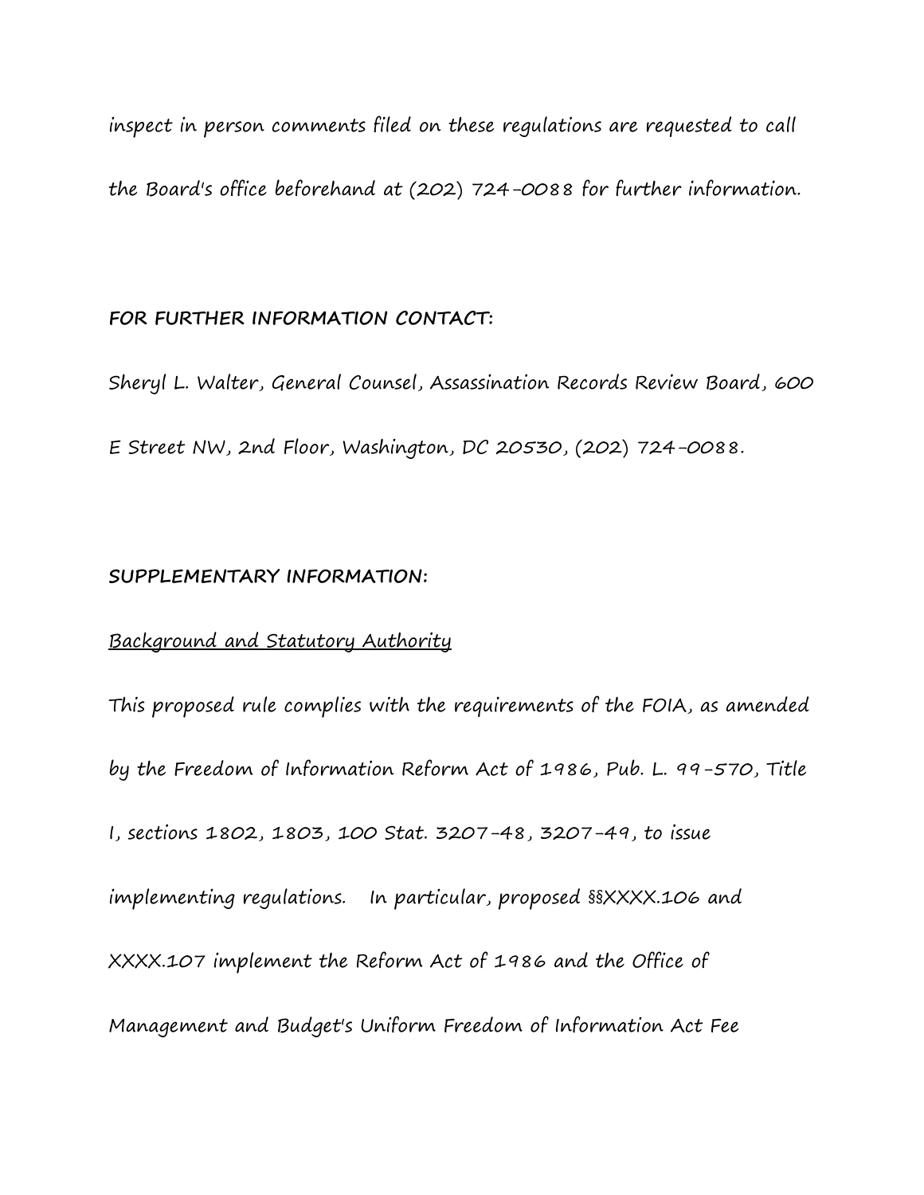inspect in person comments filed on these regulations are requested to call the Board's office beforehand at (202) 724-0088 for further information.

**FOR FURTHER INFORMATION CONTACT:**

Sheryl L. Walter, General Counsel, Assassination Records Review Board, 600 E Street NW, 2nd Floor, Washington, DC 20530, (202) 724-0088.

**SUPPLEMENTARY INFORMATION:**

Background and Statutory Authority

This proposed rule complies with the requirements of the FOIA, as amended by the Freedom of Information Reform Act of 1986, Pub. L. 99-570, Title I, sections 1802, 1803, 100 Stat. 3207-48, 3207-49, to issue implementing regulations. In particular, proposed §§XXXX.106 and XXXX.107 implement the Reform Act of 1986 and the Office of Management and Budget's Uniform Freedom of Information Act Fee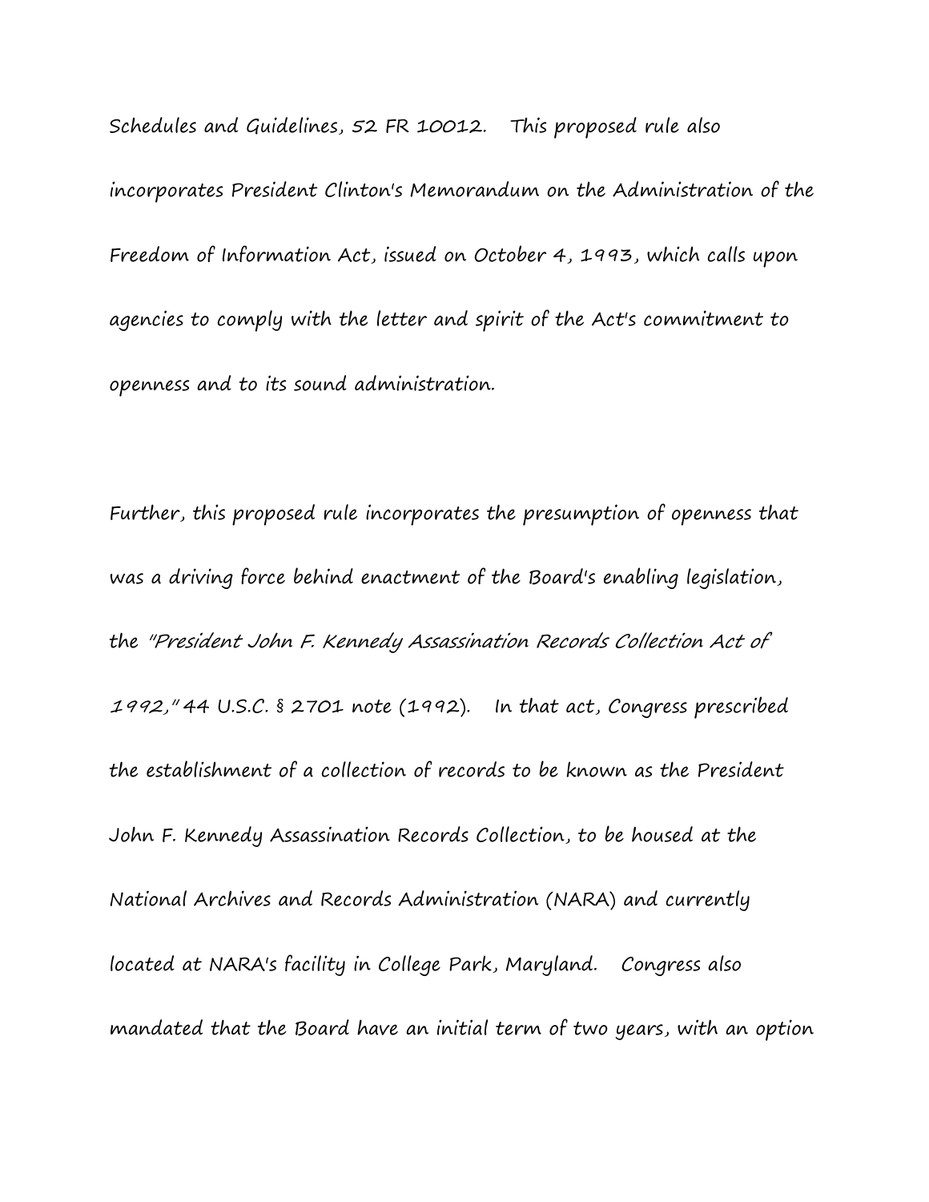Schedules and Guidelines, 52 FR 10012. This proposed rule also incorporates President Clinton's Memorandum on the Administration of the Freedom of Information Act, issued on October 4, 1993, which calls upon agencies to comply with the letter and spirit of the Act's commitment to openness and to its sound administration.

Further, this proposed rule incorporates the presumption of openness that was a driving force behind enactment of the Board's enabling legislation, the *"President John F. Kennedy Assassination Records Collection Act of 1992,"* 44 U.S.C. § 2701 note (1992). In that act, Congress prescribed the establishment of a collection of records to be known as the President John F. Kennedy Assassination Records Collection, to be housed at the National Archives and Records Administration (NARA) and currently located at NARA's facility in College Park, Maryland. Congress also mandated that the Board have an initial term of two years, with an option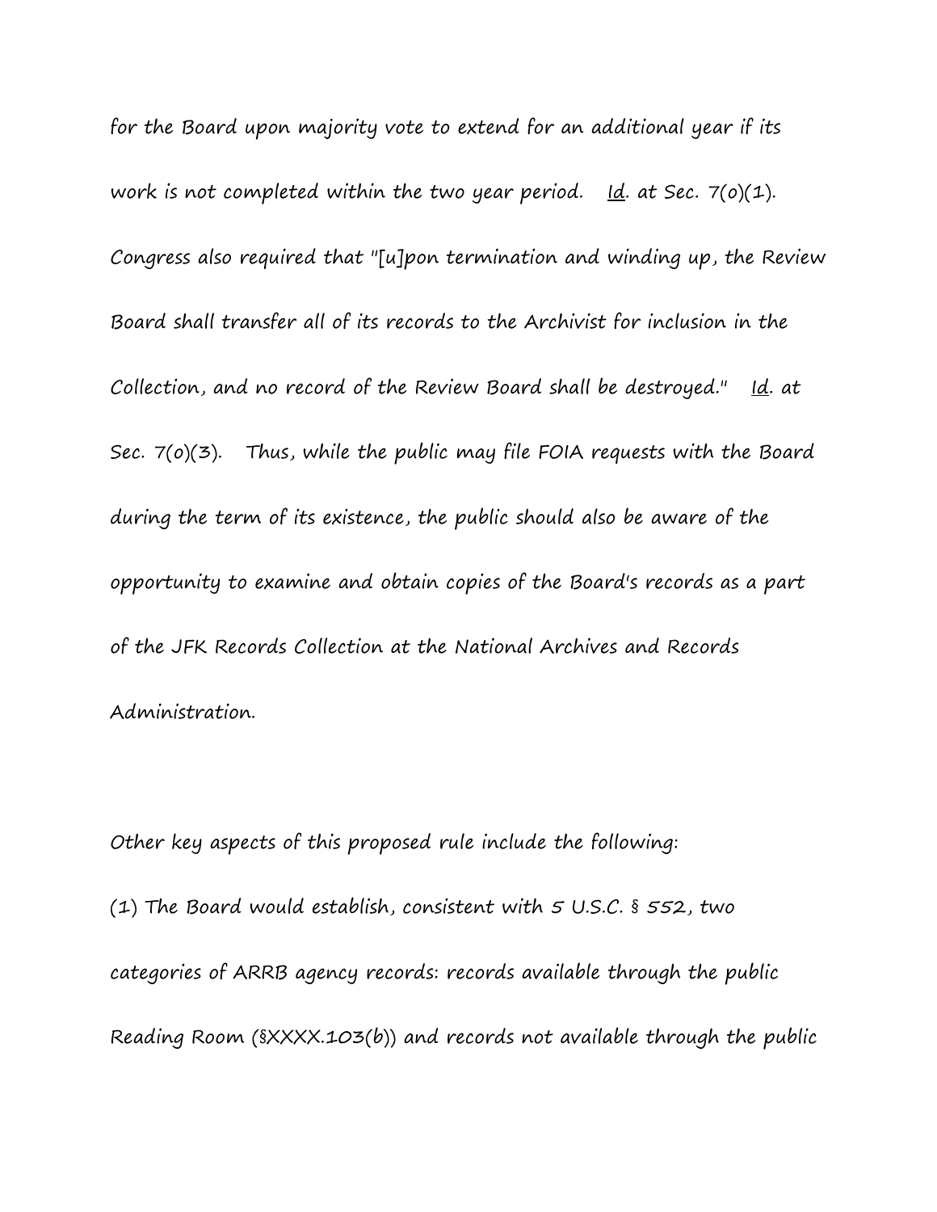for the Board upon majority vote to extend for an additional year if its work is not completed within the two year period. Id. at Sec. 7(o)(1). Congress also required that "[u]pon termination and winding up, the Review Board shall transfer all of its records to the Archivist for inclusion in the Collection, and no record of the Review Board shall be destroyed." Id. at Sec. 7(o)(3). Thus, while the public may file FOIA requests with the Board during the term of its existence, the public should also be aware of the opportunity to examine and obtain copies of the Board's records as a part of the JFK Records Collection at the National Archives and Records Administration.

Other key aspects of this proposed rule include the following:

(1) The Board would establish, consistent with 5 U.S.C. § 552, two categories of ARRB agency records: records available through the public Reading Room (§XXXX.103(b)) and records not available through the public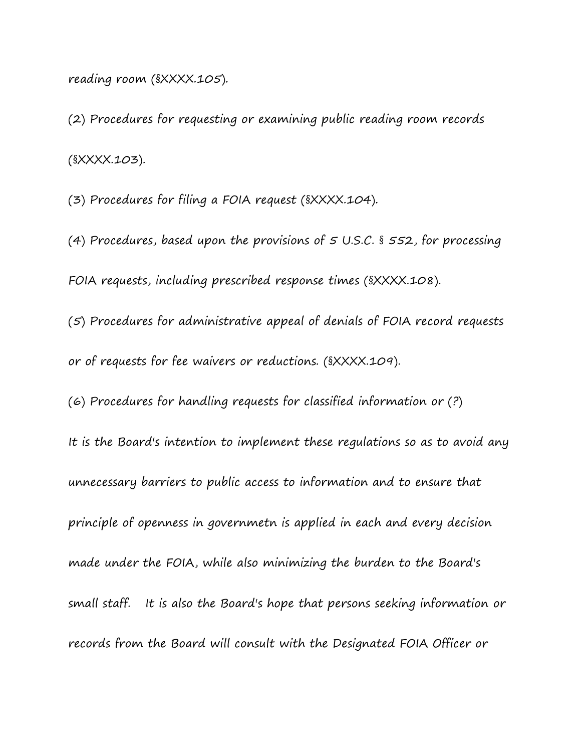reading room (§XXXX.105).

(2) Procedures for requesting or examining public reading room records (§XXXX.103).

(3) Procedures for filing a FOIA request (§XXXX.104).

(4) Procedures, based upon the provisions of 5 U.S.C. § 552, for processing FOIA requests, including prescribed response times (§XXXX.108).

(5) Procedures for administrative appeal of denials of FOIA record requests or of requests for fee waivers or reductions. (§XXXX.109).

(6) Procedures for handling requests for classified information or (?)

It is the Board's intention to implement these regulations so as to avoid any unnecessary barriers to public access to information and to ensure that principle of openness in governmetn is applied in each and every decision made under the FOIA, while also minimizing the burden to the Board's small staff. It is also the Board's hope that persons seeking information or records from the Board will consult with the Designated FOIA Officer or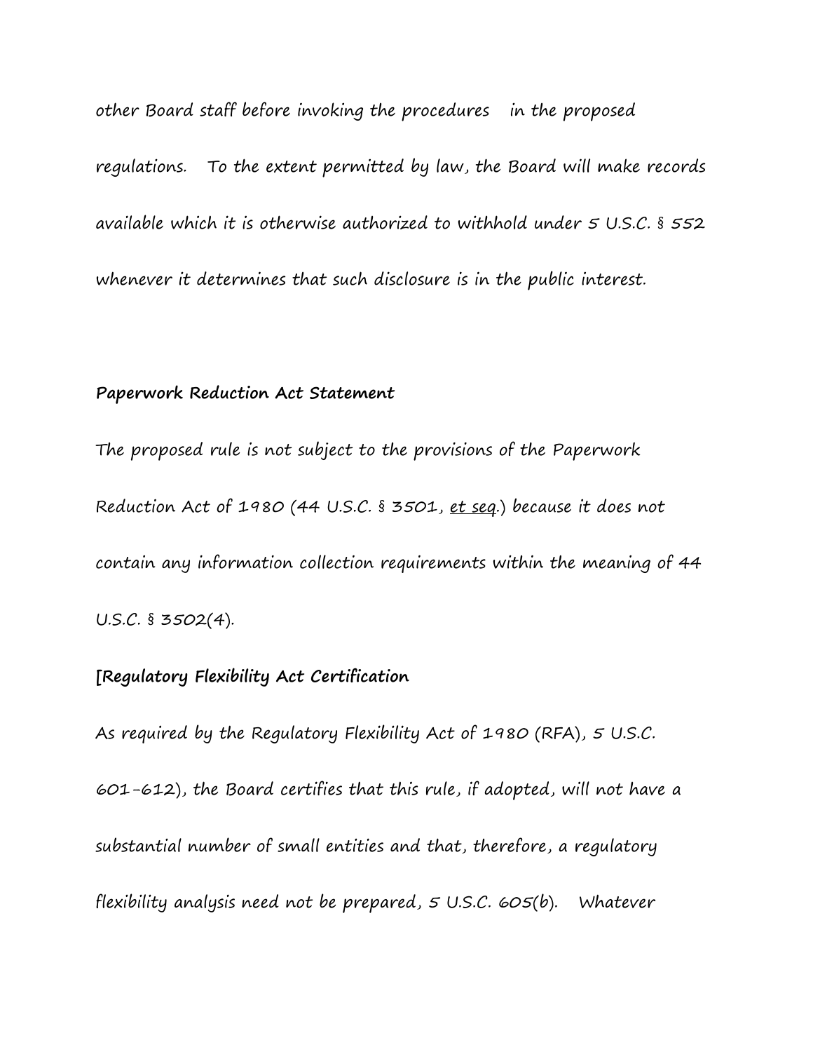other Board staff before invoking the procedures in the proposed regulations. To the extent permitted by law, the Board will make records available which it is otherwise authorized to withhold under 5 U.S.C. § 552 whenever it determines that such disclosure is in the public interest.

**Paperwork Reduction Act Statement**

The proposed rule is not subject to the provisions of the Paperwork Reduction Act of 1980 (44 U.S.C. § 3501, et seq.) because it does not contain any information collection requirements within the meaning of 44 U.S.C. § 3502(4).

**[Regulatory Flexibility Act Certification**

As required by the Regulatory Flexibility Act of 1980 (RFA), 5 U.S.C. 601-612), the Board certifies that this rule, if adopted, will not have a substantial number of small entities and that, therefore, a regulatory flexibility analysis need not be prepared, 5 U.S.C. 605(b). Whatever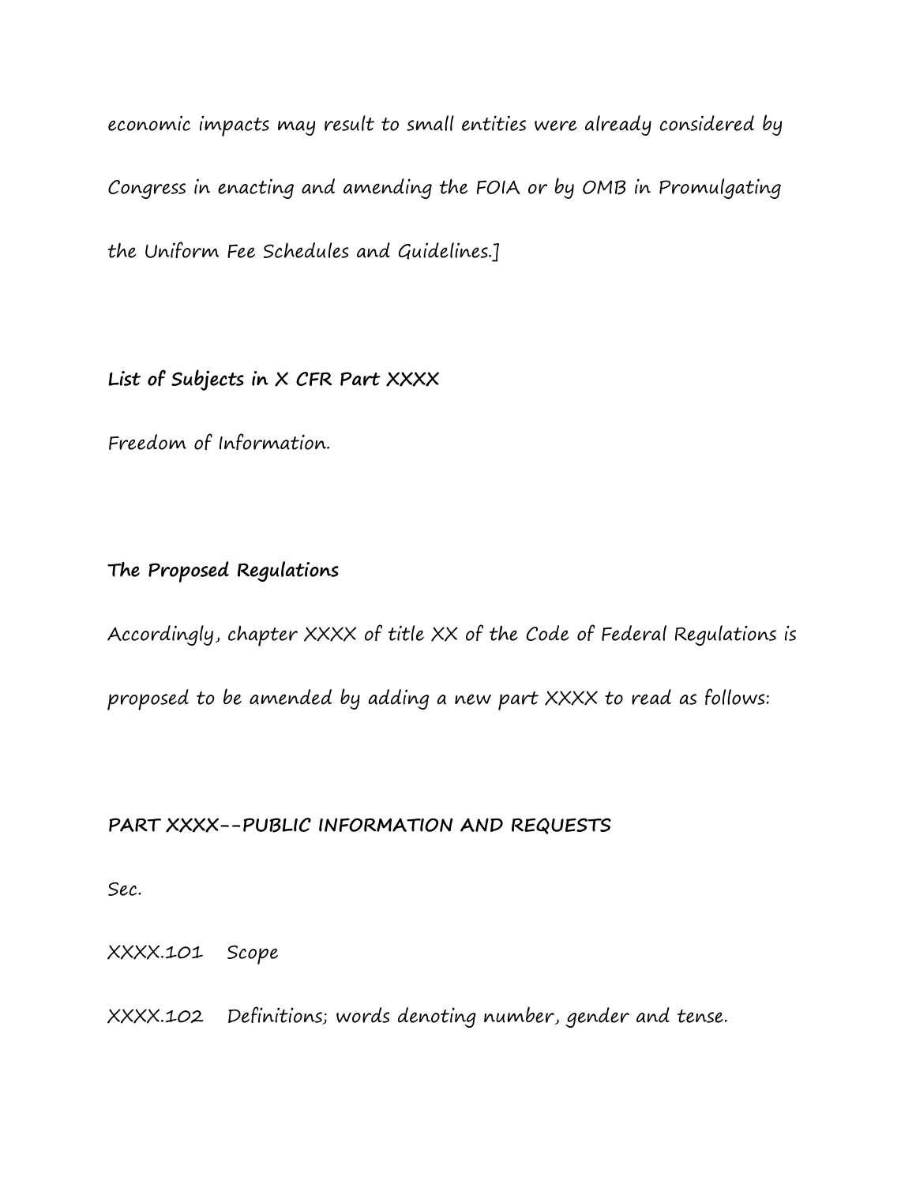economic impacts may result to small entities were already considered by Congress in enacting and amending the FOIA or by OMB in Promulgating the Uniform Fee Schedules and Guidelines.]

**List of Subjects in X CFR Part XXXX**

Freedom of Information.

**The Proposed Regulations**

Accordingly, chapter XXXX of title XX of the Code of Federal Regulations is proposed to be amended by adding a new part XXXX to read as follows:

**PART XXXX--PUBLIC INFORMATION AND REQUESTS**

Sec.

XXXX.101 Scope

XXXX.102 Definitions; words denoting number, gender and tense.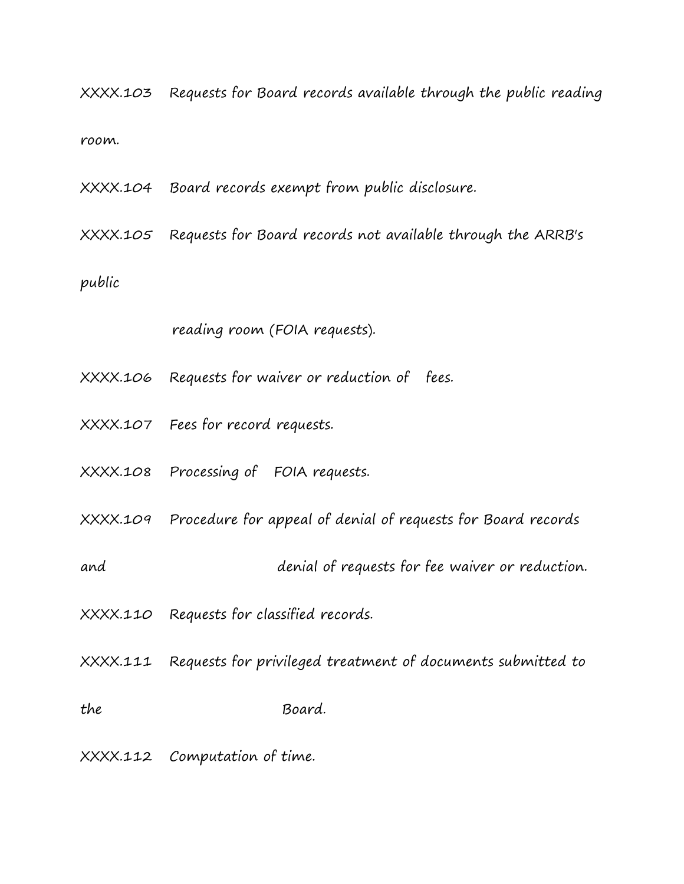XXXX.103 Requests for Board records available through the public reading room.

XXXX.104 Board records exempt from public disclosure.

XXXX.105 Requests for Board records not available through the ARRB's public reading room (FOIA requests).

XXXX.106 Requests for waiver or reduction of fees.

XXXX.107 Fees for record requests.

XXXX.108 Processing of FOIA requests.

XXXX.109 Procedure for appeal of denial of requests for Board records and denial of requests for fee waiver or reduction.

XXXX.110 Requests for classified records.

XXXX.111 Requests for privileged treatment of documents submitted to the Board.

XXXX.112 Computation of time.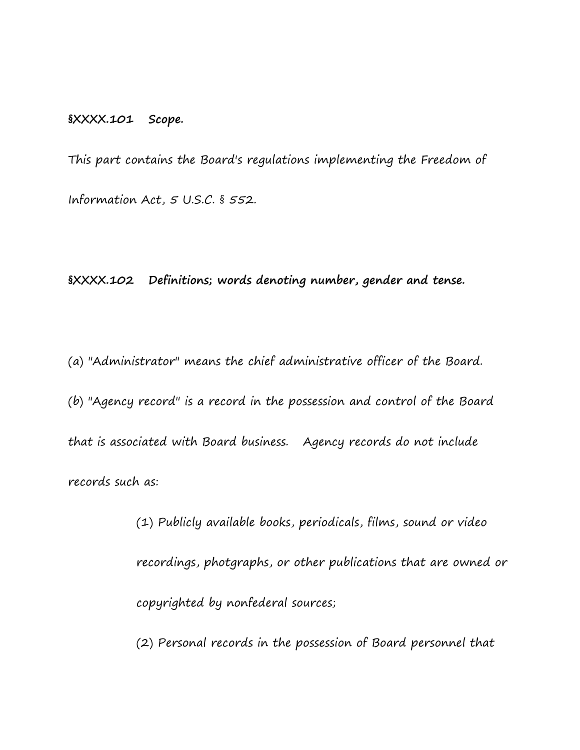**§XXXX.101 Scope.**

This part contains the Board's regulations implementing the Freedom of Information Act, 5 U.S.C. § 552.

**§XXXX.102 Definitions; words denoting number, gender and tense.**

(a) "Administrator" means the chief administrative officer of the Board.

(b) "Agency record" is a record in the possession and control of the Board that is associated with Board business. Agency records do not include records such as:

> (1) Publicly available books, periodicals, films, sound or video recordings, photgraphs, or other publications that are owned or copyrighted by nonfederal sources;
>
> (2) Personal records in the possession of Board personnel that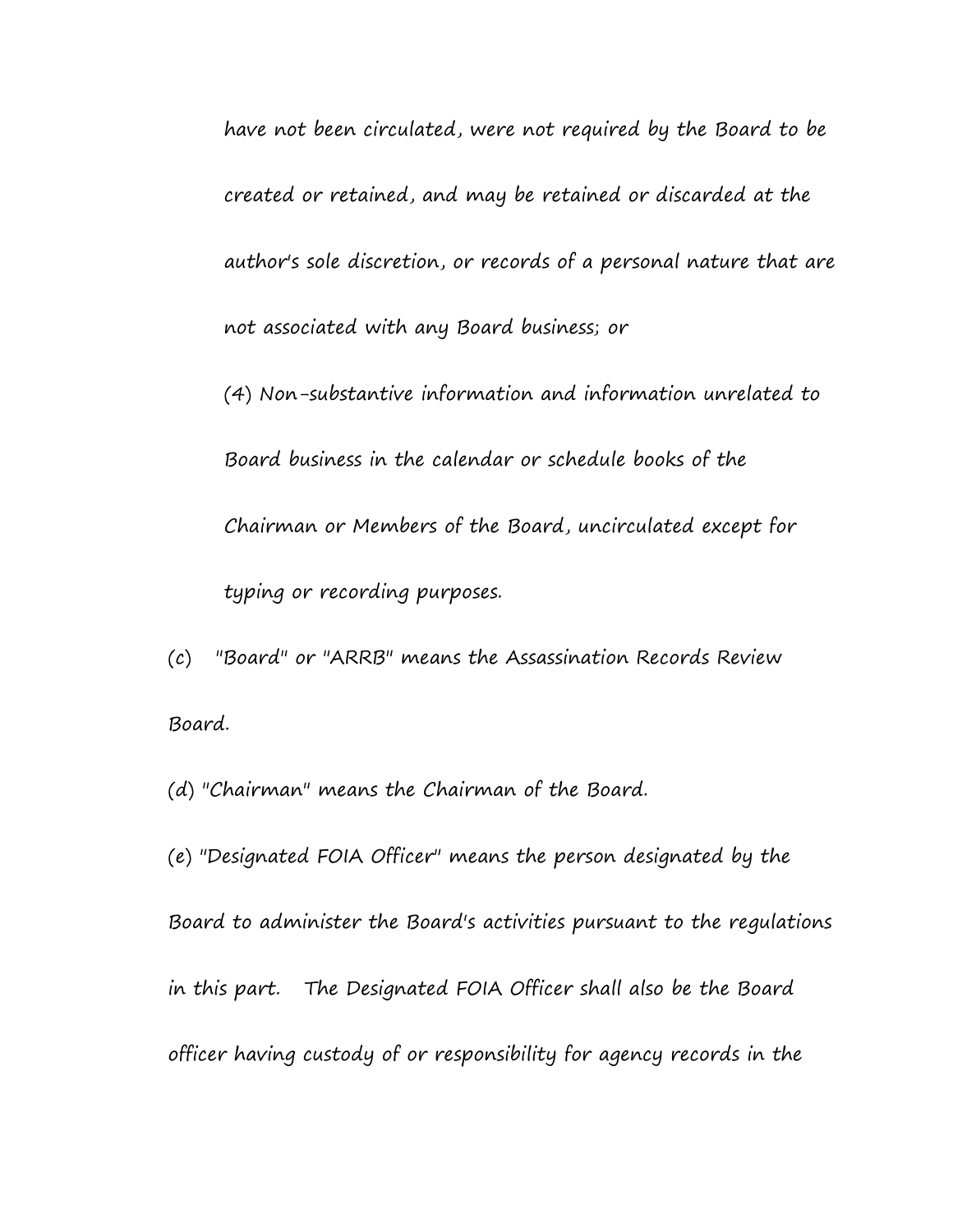have not been circulated, were not required by the Board to be created or retained, and may be retained or discarded at the author's sole discretion, or records of a personal nature that are not associated with any Board business; or

(4) Non-substantive information and information unrelated to Board business in the calendar or schedule books of the Chairman or Members of the Board, uncirculated except for typing or recording purposes.

(c) "Board" or "ARRB" means the Assassination Records Review Board.

(d) "Chairman" means the Chairman of the Board.

(e) "Designated FOIA Officer" means the person designated by the Board to administer the Board's activities pursuant to the regulations in this part. The Designated FOIA Officer shall also be the Board officer having custody of or responsibility for agency records in the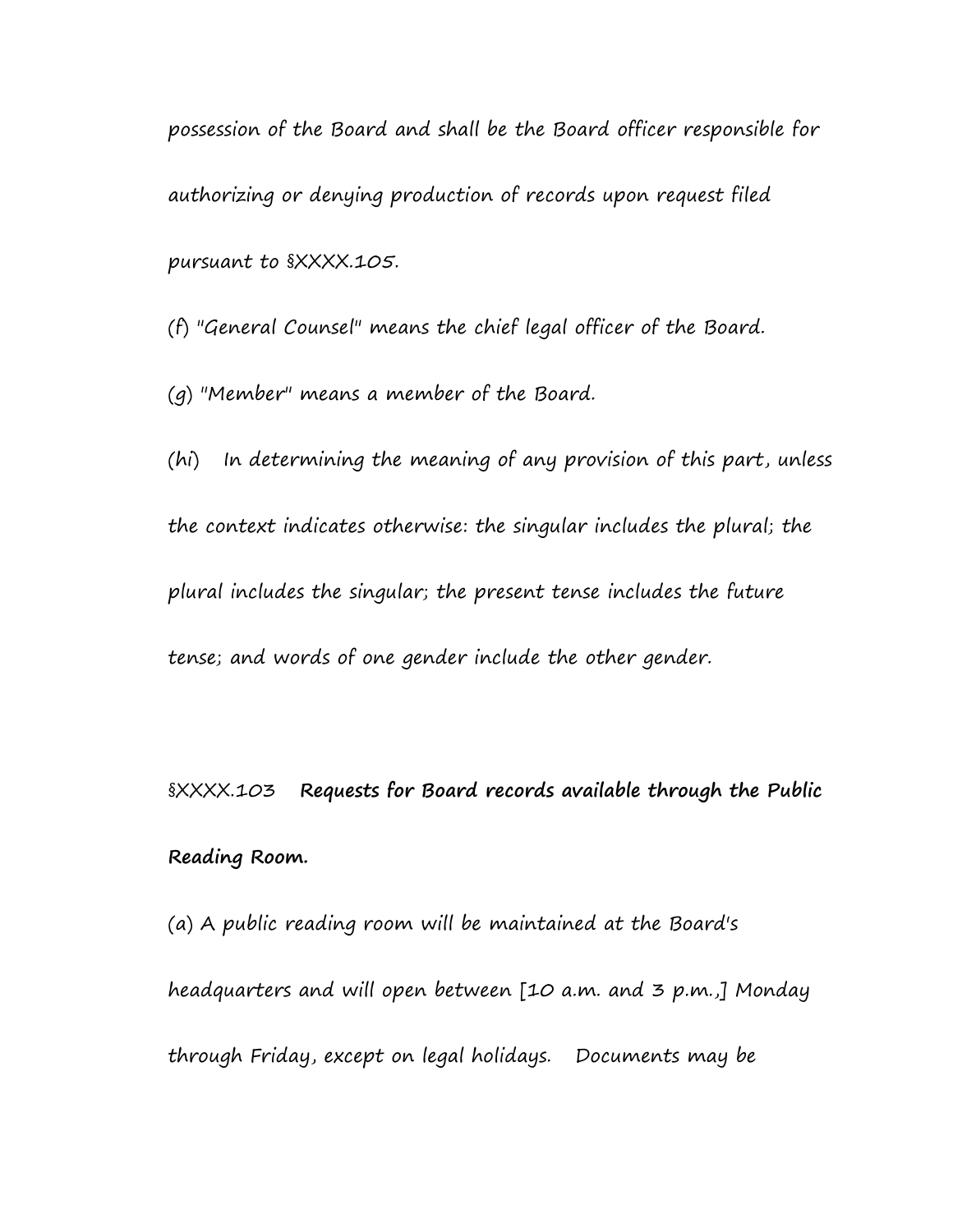possession of the Board and shall be the Board officer responsible for authorizing or denying production of records upon request filed pursuant to §XXXX.105.

(f) "General Counsel" means the chief legal officer of the Board.

(g) "Member" means a member of the Board.

(hi) In determining the meaning of any provision of this part, unless the context indicates otherwise: the singular includes the plural; the plural includes the singular; the present tense includes the future tense; and words of one gender include the other gender.

§XXXX.103 **Requests for Board records available through the Public Reading Room.**

(a) A public reading room will be maintained at the Board's headquarters and will open between [10 a.m. and 3 p.m.,] Monday through Friday, except on legal holidays. Documents may be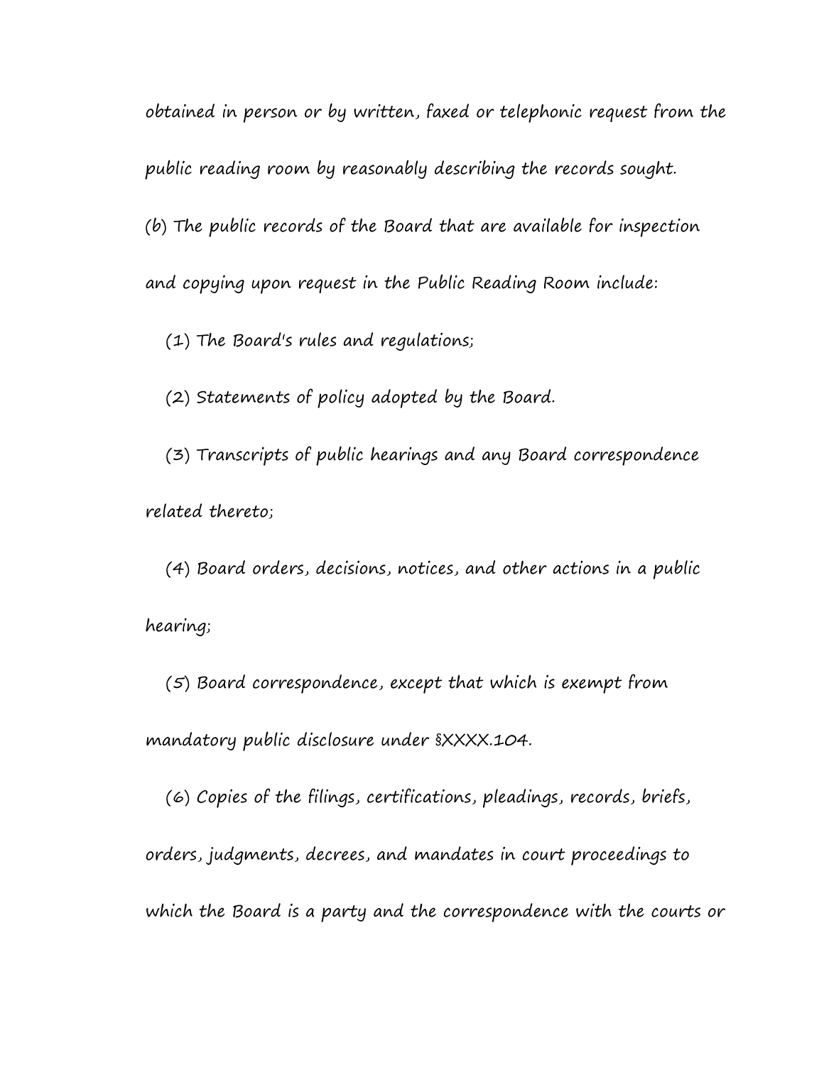obtained in person or by written, faxed or telephonic request from the public reading room by reasonably describing the records sought.

(b) The public records of the Board that are available for inspection and copying upon request in the Public Reading Room include:

(1) The Board's rules and regulations;

(2) Statements of policy adopted by the Board.

(3) Transcripts of public hearings and any Board correspondence related thereto;

(4) Board orders, decisions, notices, and other actions in a public hearing;

(5) Board correspondence, except that which is exempt from mandatory public disclosure under §XXXX.104.

(6) Copies of the filings, certifications, pleadings, records, briefs, orders, judgments, decrees, and mandates in court proceedings to which the Board is a party and the correspondence with the courts or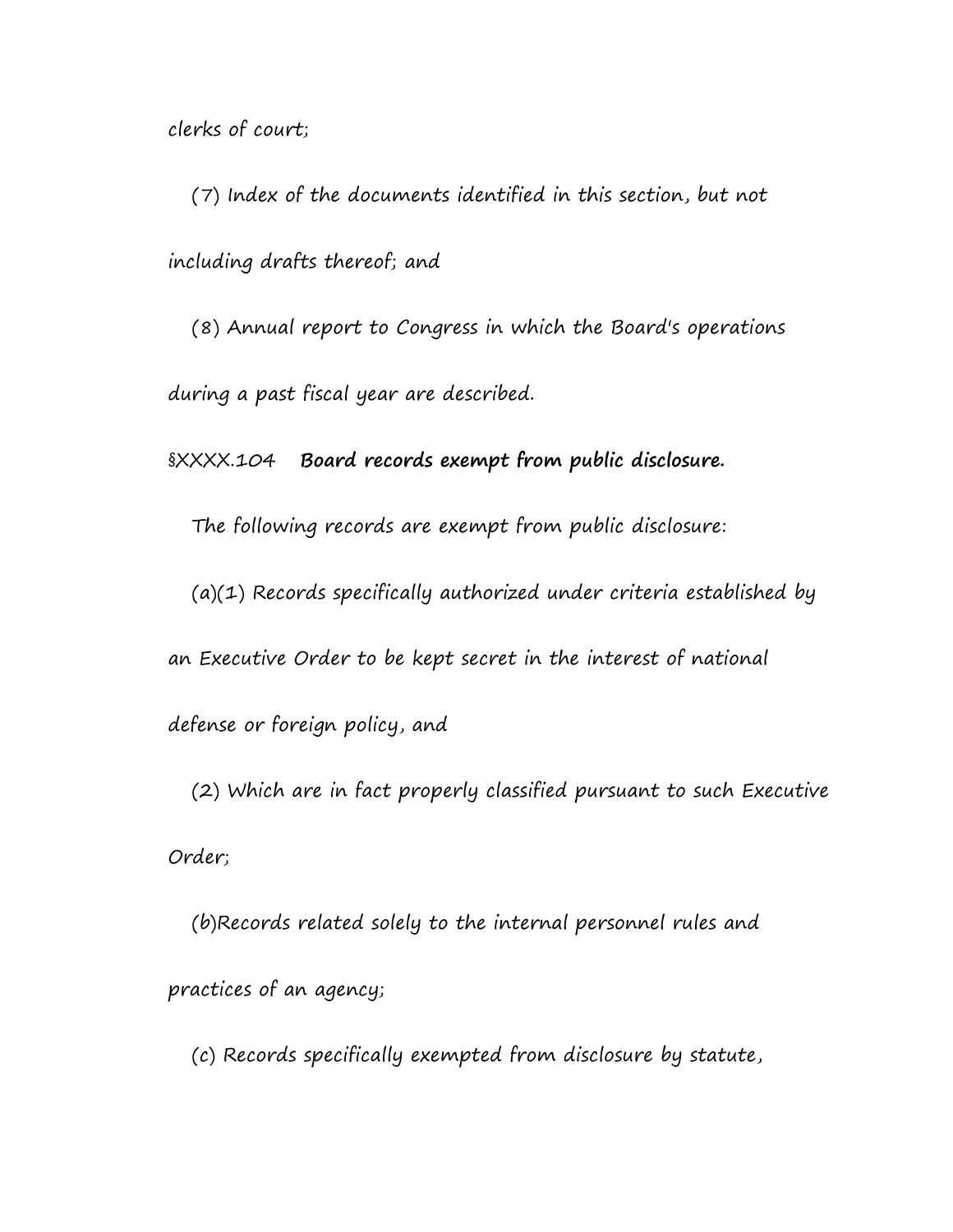clerks of court;

(7) Index of the documents identified in this section, but not including drafts thereof; and

(8) Annual report to Congress in which the Board's operations during a past fiscal year are described.

§XXXX.104 **Board records exempt from public disclosure.**

The following records are exempt from public disclosure:

(a)(1) Records specifically authorized under criteria established by an Executive Order to be kept secret in the interest of national defense or foreign policy, and

(2) Which are in fact properly classified pursuant to such Executive Order;

(b)Records related solely to the internal personnel rules and practices of an agency;

(c) Records specifically exempted from disclosure by statute,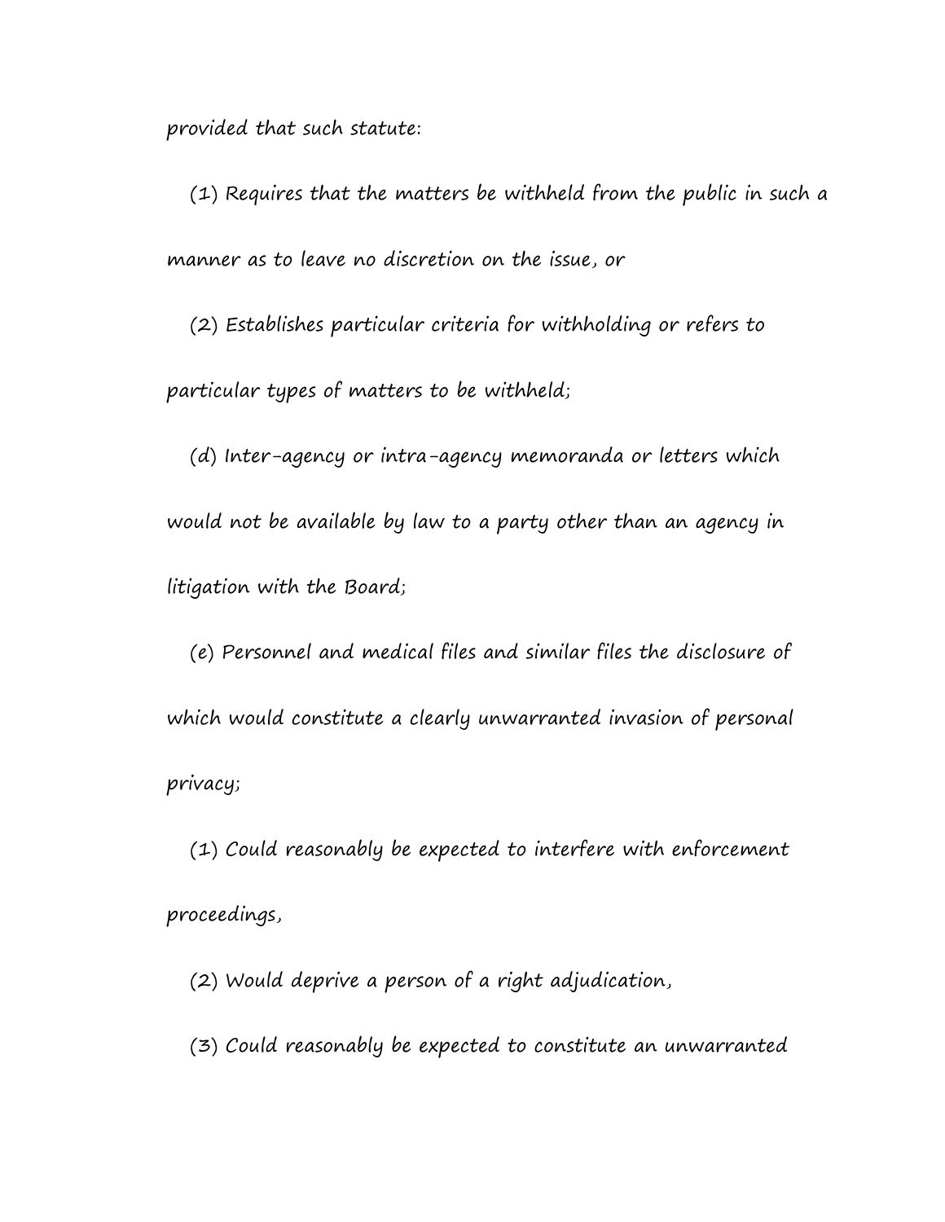provided that such statute:

(1) Requires that the matters be withheld from the public in such a manner as to leave no discretion on the issue, or

(2) Establishes particular criteria for withholding or refers to particular types of matters to be withheld;

(d) Inter-agency or intra-agency memoranda or letters which would not be available by law to a party other than an agency in litigation with the Board;

(e) Personnel and medical files and similar files the disclosure of which would constitute a clearly unwarranted invasion of personal privacy;

(1) Could reasonably be expected to interfere with enforcement proceedings,

(2) Would deprive a person of a right adjudication,

(3) Could reasonably be expected to constitute an unwarranted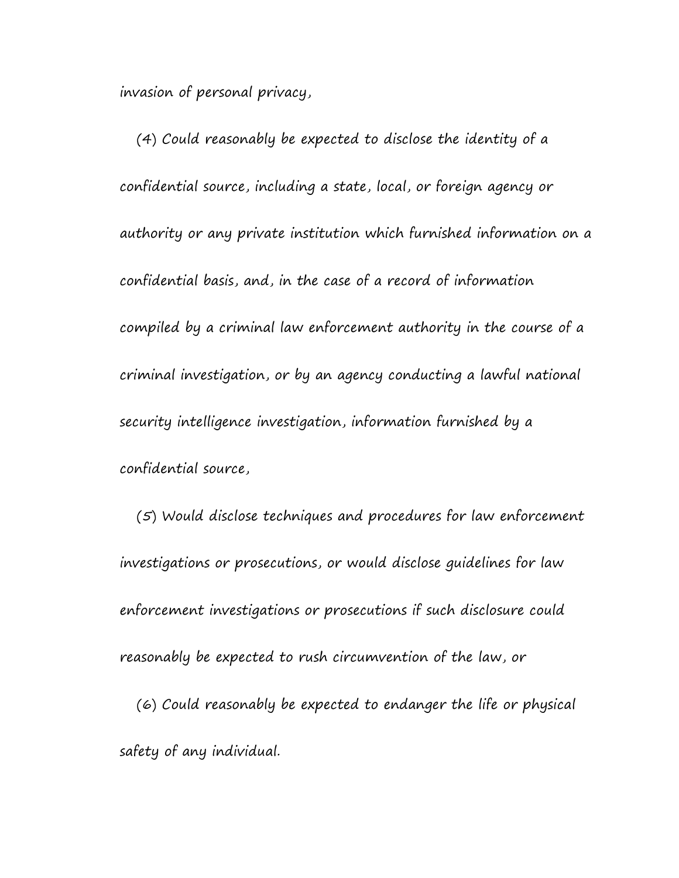invasion of personal privacy,

(4) Could reasonably be expected to disclose the identity of a confidential source, including a state, local, or foreign agency or authority or any private institution which furnished information on a confidential basis, and, in the case of a record of information compiled by a criminal law enforcement authority in the course of a criminal investigation, or by an agency conducting a lawful national security intelligence investigation, information furnished by a confidential source,

(5) Would disclose techniques and procedures for law enforcement investigations or prosecutions, or would disclose guidelines for law enforcement investigations or prosecutions if such disclosure could reasonably be expected to rush circumvention of the law, or

(6) Could reasonably be expected to endanger the life or physical safety of any individual.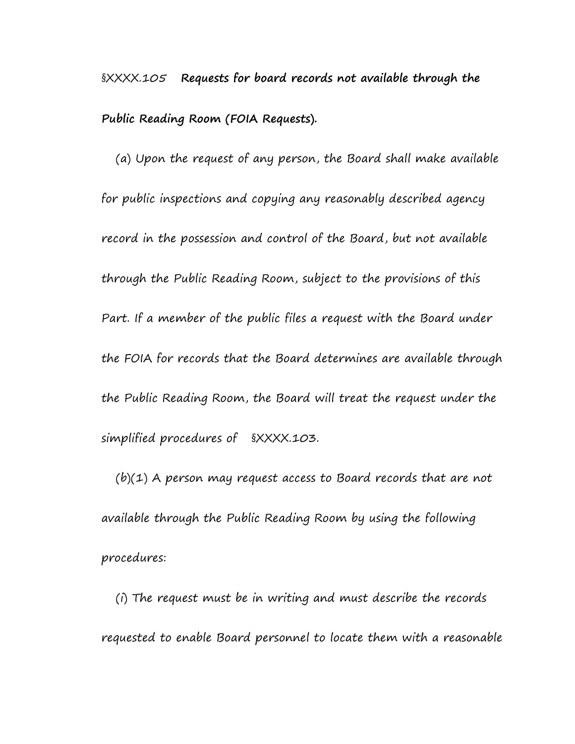§XXXX.105 **Requests for board records not available through the Public Reading Room (FOIA Requests).**

(a) Upon the request of any person, the Board shall make available for public inspections and copying any reasonably described agency record in the possession and control of the Board, but not available through the Public Reading Room, subject to the provisions of this Part. If a member of the public files a request with the Board under the FOIA for records that the Board determines are available through the Public Reading Room, the Board will treat the request under the simplified procedures of §XXXX.103.

(b)(1) A person may request access to Board records that are not available through the Public Reading Room by using the following procedures:

(i) The request must be in writing and must describe the records requested to enable Board personnel to locate them with a reasonable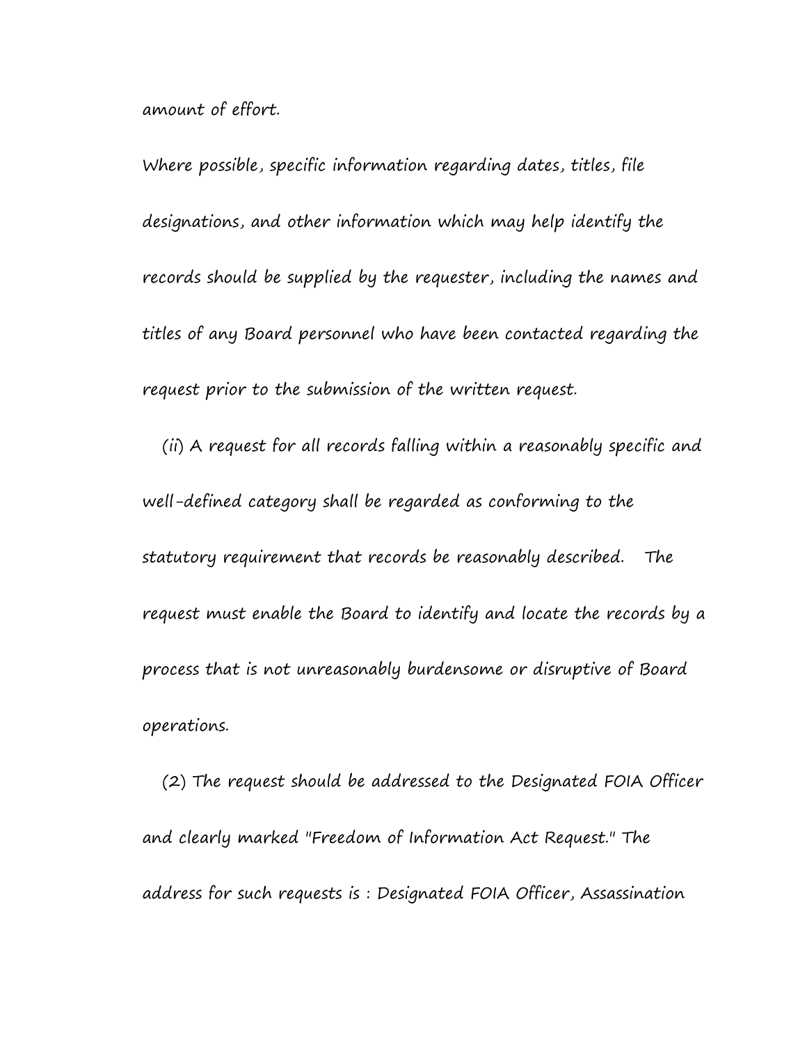amount of effort.

Where possible, specific information regarding dates, titles, file designations, and other information which may help identify the records should be supplied by the requester, including the names and titles of any Board personnel who have been contacted regarding the request prior to the submission of the written request.

(ii) A request for all records falling within a reasonably specific and well-defined category shall be regarded as conforming to the statutory requirement that records be reasonably described. The request must enable the Board to identify and locate the records by a process that is not unreasonably burdensome or disruptive of Board operations.

(2) The request should be addressed to the Designated FOIA Officer and clearly marked "Freedom of Information Act Request." The address for such requests is : Designated FOIA Officer, Assassination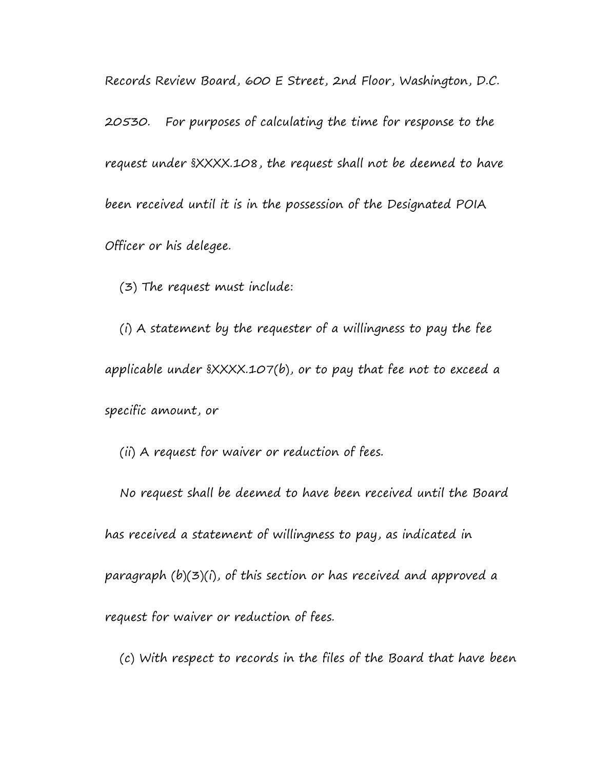Records Review Board, 600 E Street, 2nd Floor, Washington, D.C. 20530. For purposes of calculating the time for response to the request under §XXXX.108, the request shall not be deemed to have been received until it is in the possession of the Designated POIA Officer or his delegee.

(3) The request must include:

(i) A statement by the requester of a willingness to pay the fee applicable under §XXXX.107(b), or to pay that fee not to exceed a specific amount, or

(ii) A request for waiver or reduction of fees.

No request shall be deemed to have been received until the Board has received a statement of willingness to pay, as indicated in paragraph (b)(3)(i), of this section or has received and approved a request for waiver or reduction of fees.

(c) With respect to records in the files of the Board that have been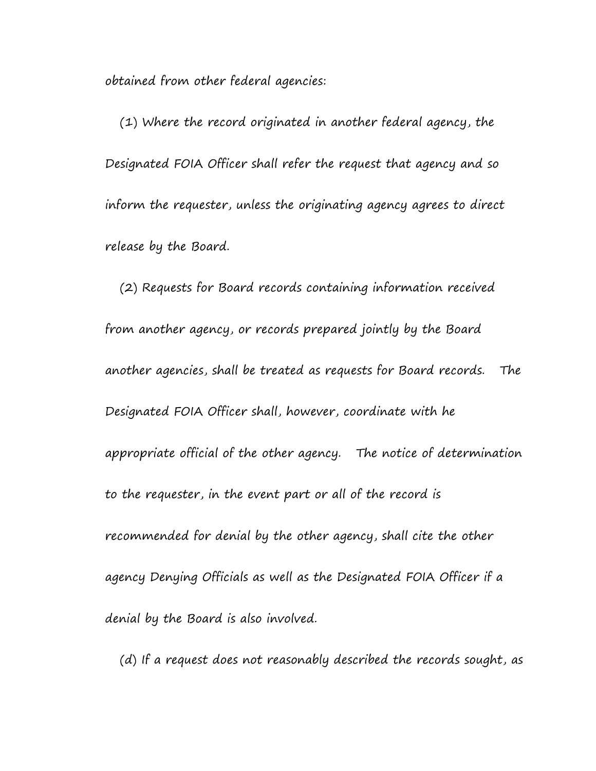obtained from other federal agencies:

(1) Where the record originated in another federal agency, the Designated FOIA Officer shall refer the request that agency and so inform the requester, unless the originating agency agrees to direct release by the Board.

(2) Requests for Board records containing information received from another agency, or records prepared jointly by the Board another agencies, shall be treated as requests for Board records. The Designated FOIA Officer shall, however, coordinate with he appropriate official of the other agency. The notice of determination to the requester, in the event part or all of the record is recommended for denial by the other agency, shall cite the other agency Denying Officials as well as the Designated FOIA Officer if a denial by the Board is also involved.

(d) If a request does not reasonably described the records sought, as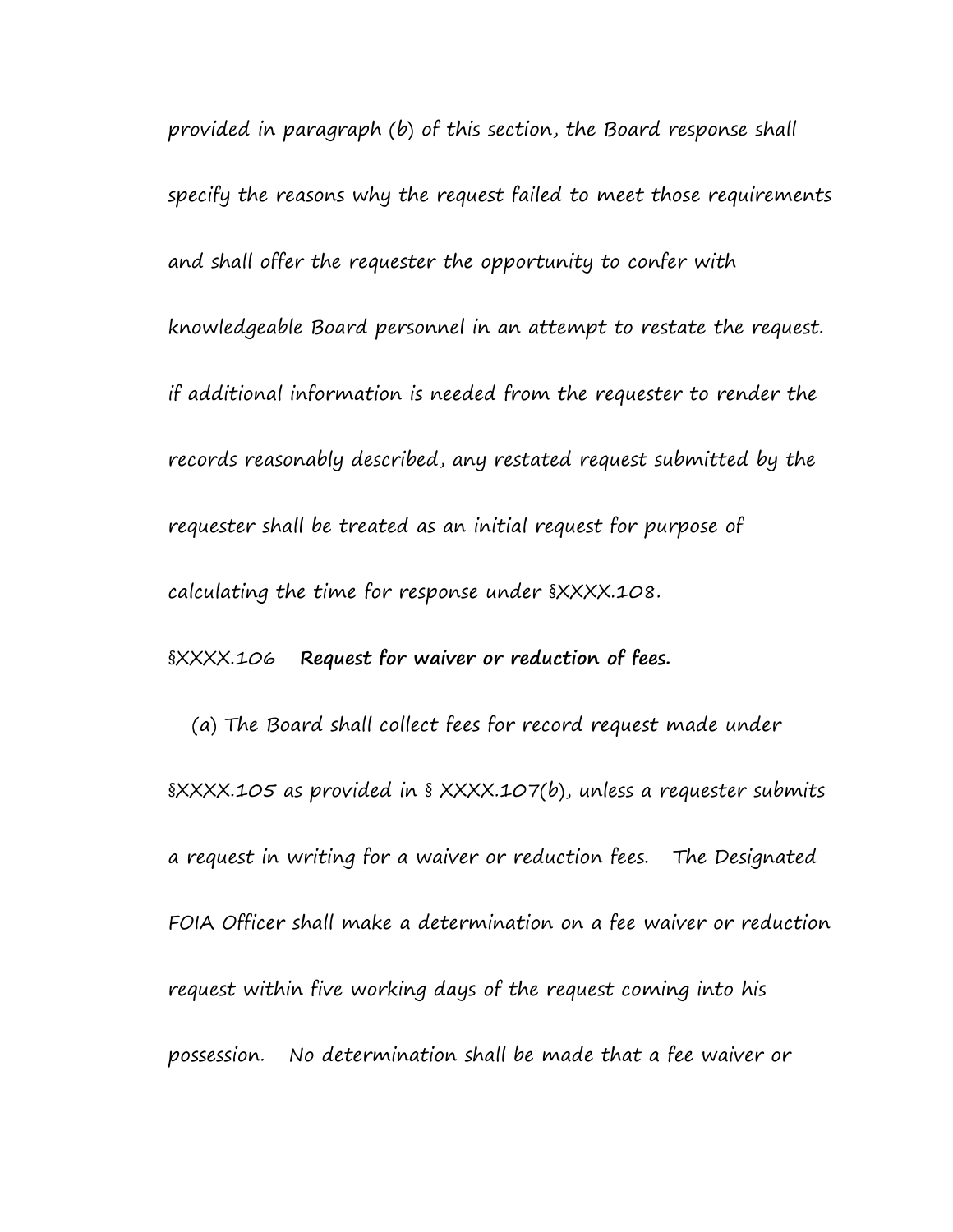provided in paragraph (b) of this section, the Board response shall specify the reasons why the request failed to meet those requirements and shall offer the requester the opportunity to confer with knowledgeable Board personnel in an attempt to restate the request. if additional information is needed from the requester to render the records reasonably described, any restated request submitted by the requester shall be treated as an initial request for purpose of calculating the time for response under §XXXX.108.

§XXXX.106 **Request for waiver or reduction of fees.**

(a) The Board shall collect fees for record request made under §XXXX.105 as provided in § XXXX.107(b), unless a requester submits a request in writing for a waiver or reduction fees. The Designated FOIA Officer shall make a determination on a fee waiver or reduction request within five working days of the request coming into his possession. No determination shall be made that a fee waiver or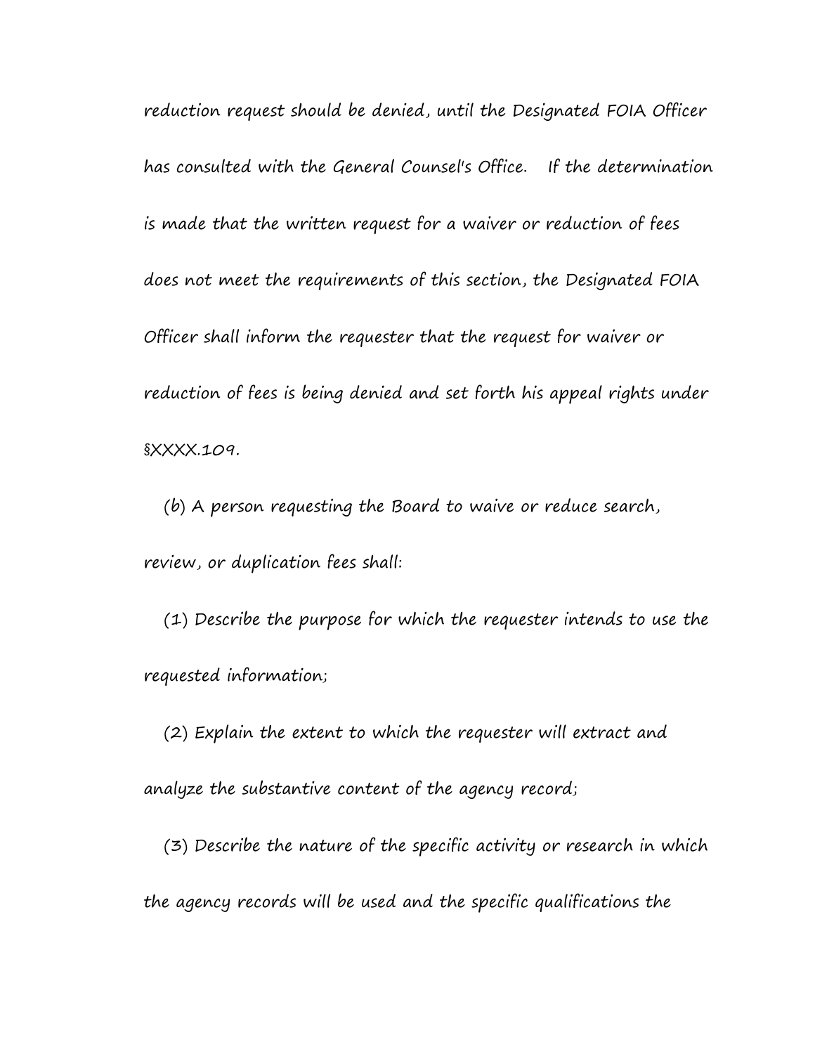reduction request should be denied, until the Designated FOIA Officer has consulted with the General Counsel's Office. If the determination is made that the written request for a waiver or reduction of fees does not meet the requirements of this section, the Designated FOIA Officer shall inform the requester that the request for waiver or reduction of fees is being denied and set forth his appeal rights under §XXXX.109.

(*b*) A person requesting the Board to waive or reduce search, review, or duplication fees shall:

(1) Describe the purpose for which the requester intends to use the requested information;

(2) Explain the extent to which the requester will extract and analyze the substantive content of the agency record;

(3) Describe the nature of the specific activity or research in which the agency records will be used and the specific qualifications the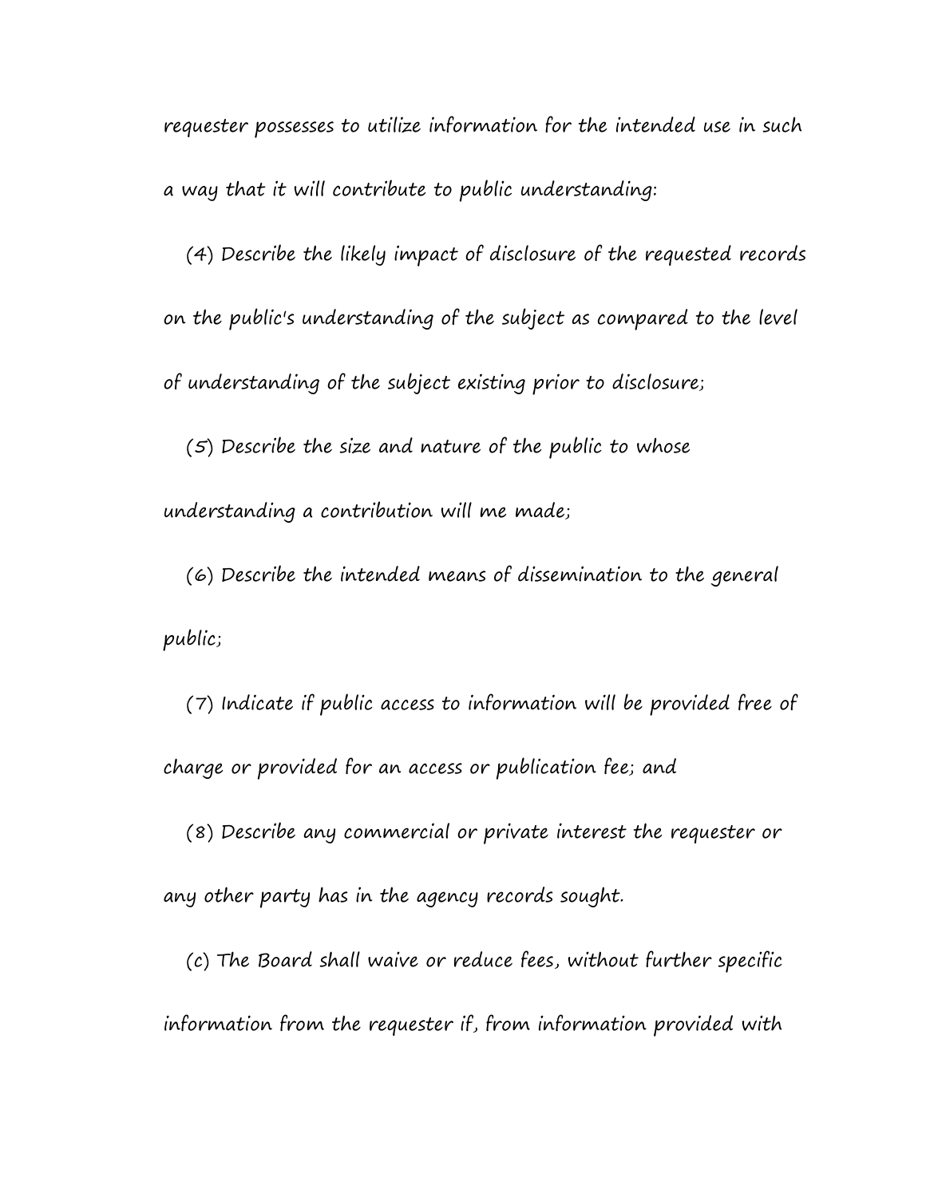requester possesses to utilize information for the intended use in such a way that it will contribute to public understanding:

(4) Describe the likely impact of disclosure of the requested records on the public's understanding of the subject as compared to the level of understanding of the subject existing prior to disclosure;

(5) Describe the size and nature of the public to whose understanding a contribution will me made;

(6) Describe the intended means of dissemination to the general public;

(7) Indicate if public access to information will be provided free of charge or provided for an access or publication fee; and

(8) Describe any commercial or private interest the requester or any other party has in the agency records sought.

(c) The Board shall waive or reduce fees, without further specific information from the requester if, from information provided with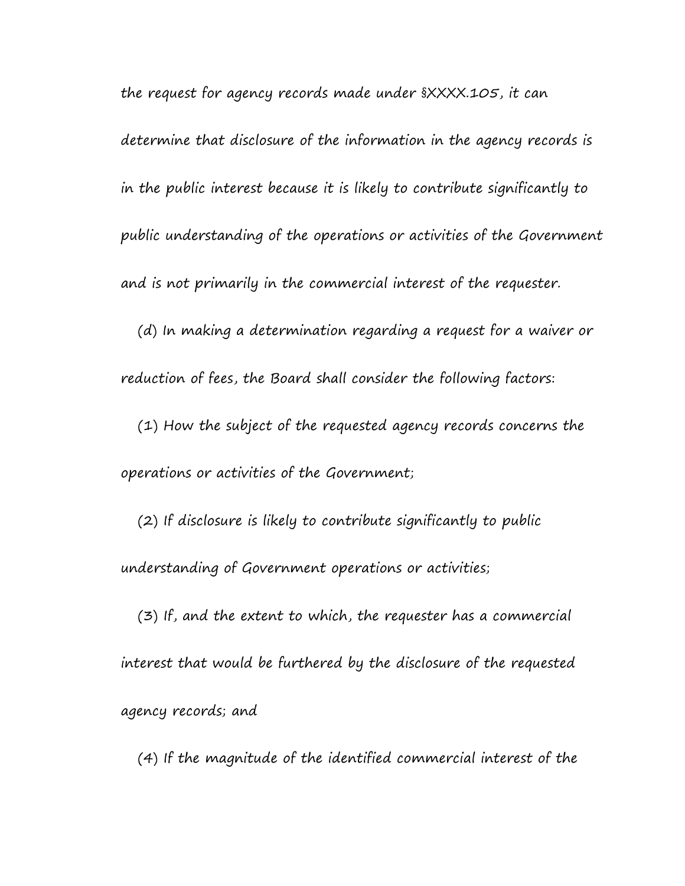the request for agency records made under §XXXX.105, it can determine that disclosure of the information in the agency records is in the public interest because it is likely to contribute significantly to public understanding of the operations or activities of the Government and is not primarily in the commercial interest of the requester.

(d) In making a determination regarding a request for a waiver or reduction of fees, the Board shall consider the following factors:

(1) How the subject of the requested agency records concerns the operations or activities of the Government;

(2) If disclosure is likely to contribute significantly to public understanding of Government operations or activities;

(3) If, and the extent to which, the requester has a commercial interest that would be furthered by the disclosure of the requested agency records; and

(4) If the magnitude of the identified commercial interest of the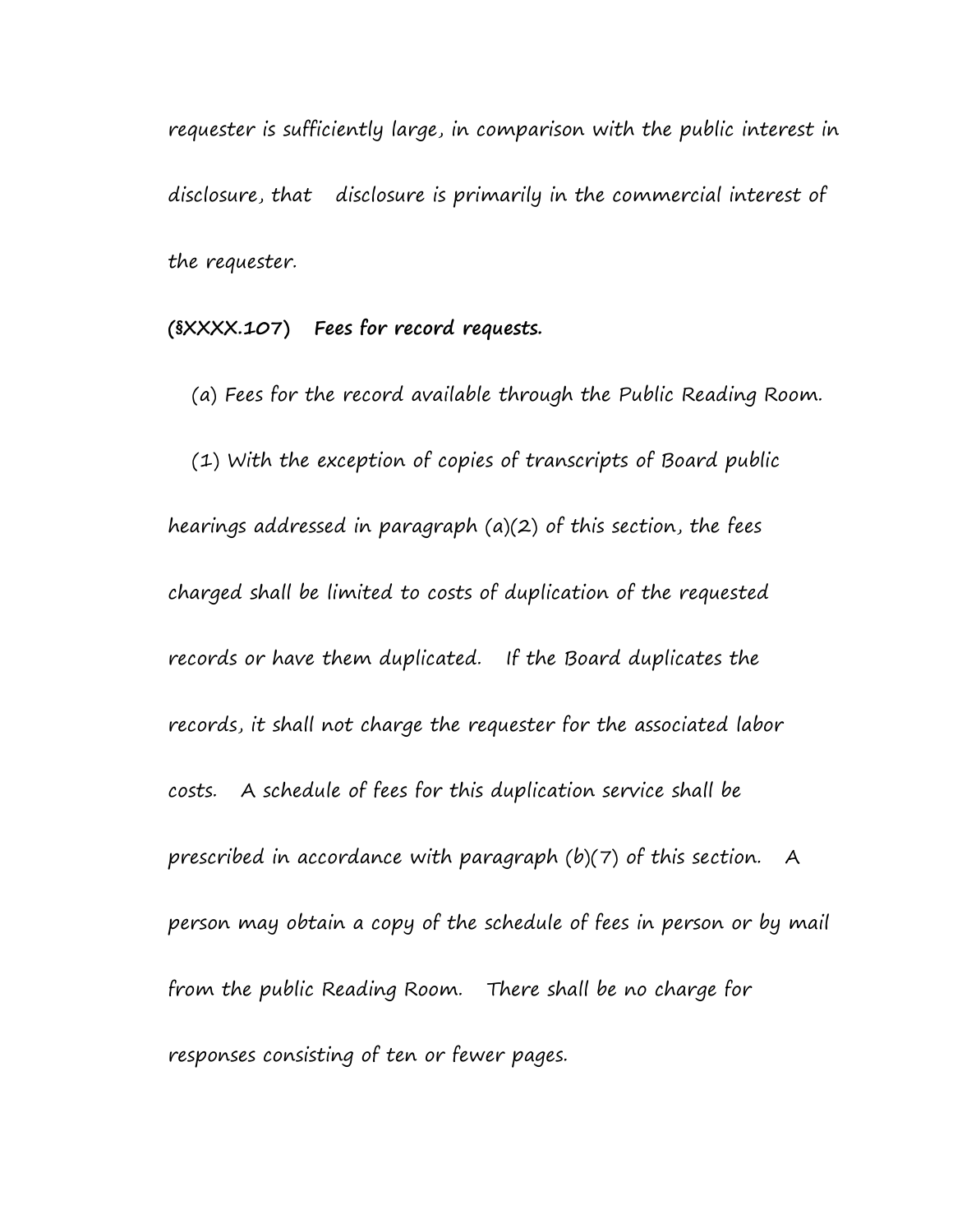requester is sufficiently large, in comparison with the public interest in disclosure, that disclosure is primarily in the commercial interest of the requester.

**(§XXXX.107) Fees for record requests.**

(a) Fees for the record available through the Public Reading Room.

(1) With the exception of copies of transcripts of Board public hearings addressed in paragraph (a)(2) of this section, the fees charged shall be limited to costs of duplication of the requested records or have them duplicated. If the Board duplicates the records, it shall not charge the requester for the associated labor costs. A schedule of fees for this duplication service shall be prescribed in accordance with paragraph (b)(7) of this section. A person may obtain a copy of the schedule of fees in person or by mail from the public Reading Room. There shall be no charge for responses consisting of ten or fewer pages.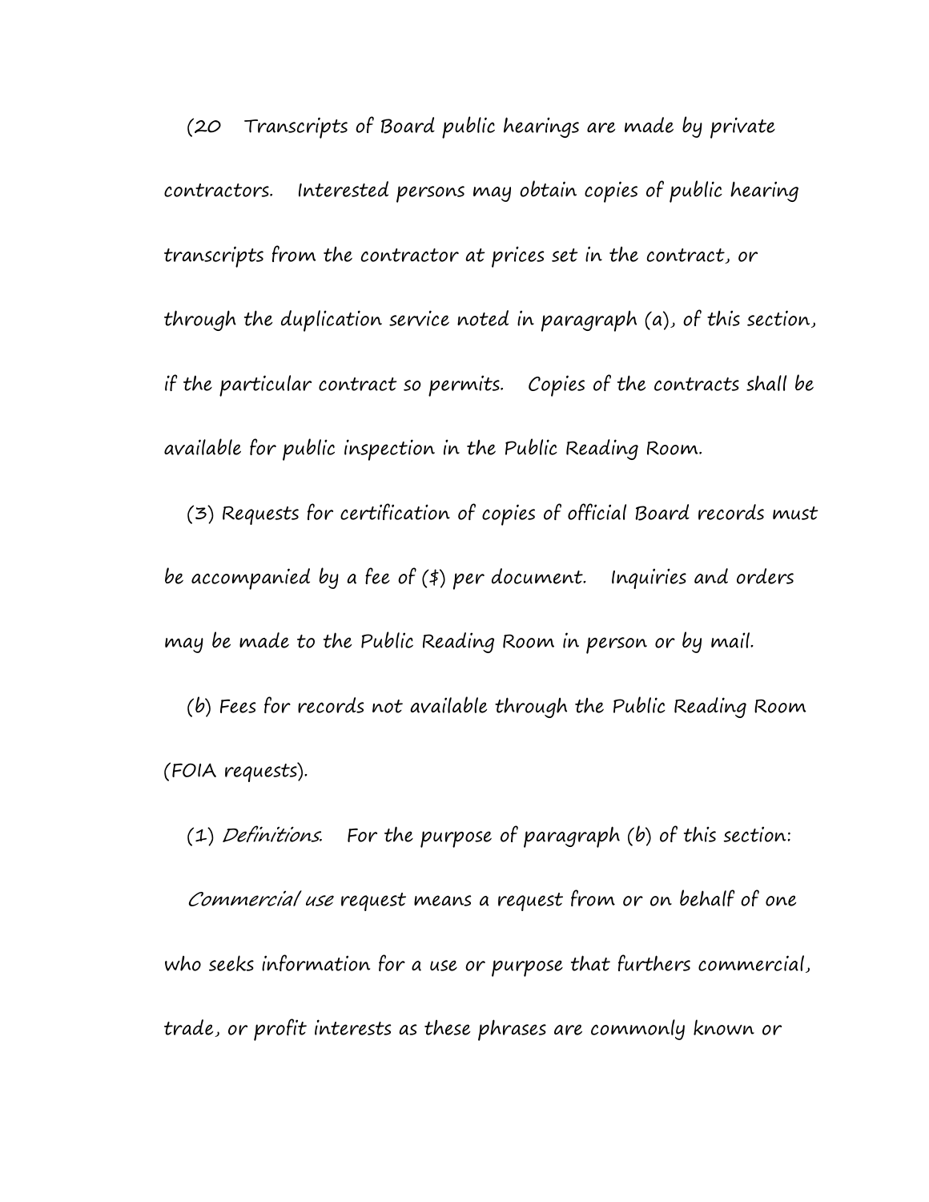(20 Transcripts of Board public hearings are made by private contractors. Interested persons may obtain copies of public hearing transcripts from the contractor at prices set in the contract, or through the duplication service noted in paragraph (a), of this section, if the particular contract so permits. Copies of the contracts shall be available for public inspection in the Public Reading Room.

(3) Requests for certification of copies of official Board records must be accompanied by a fee of ($) per document. Inquiries and orders may be made to the Public Reading Room in person or by mail.

(b) Fees for records not available through the Public Reading Room (FOIA requests).

(1) *Definitions*. For the purpose of paragraph (b) of this section:

*Commercial use* request means a request from or on behalf of one who seeks information for a use or purpose that furthers commercial, trade, or profit interests as these phrases are commonly known or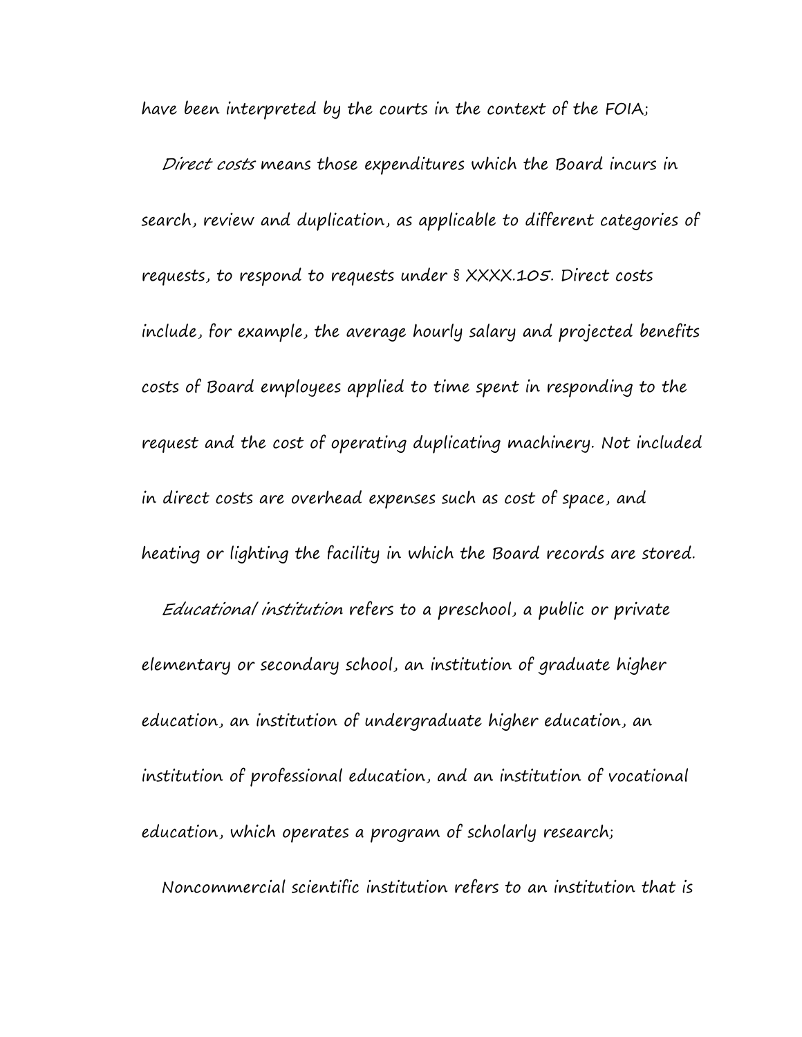have been interpreted by the courts in the context of the FOIA;

*Direct costs* means those expenditures which the Board incurs in search, review and duplication, as applicable to different categories of requests, to respond to requests under § XXXX.105. Direct costs include, for example, the average hourly salary and projected benefits costs of Board employees applied to time spent in responding to the request and the cost of operating duplicating machinery. Not included in direct costs are overhead expenses such as cost of space, and heating or lighting the facility in which the Board records are stored.

*Educational institution* refers to a preschool, a public or private elementary or secondary school, an institution of graduate higher education, an institution of undergraduate higher education, an institution of professional education, and an institution of vocational education, which operates a program of scholarly research;

Noncommercial scientific institution refers to an institution that is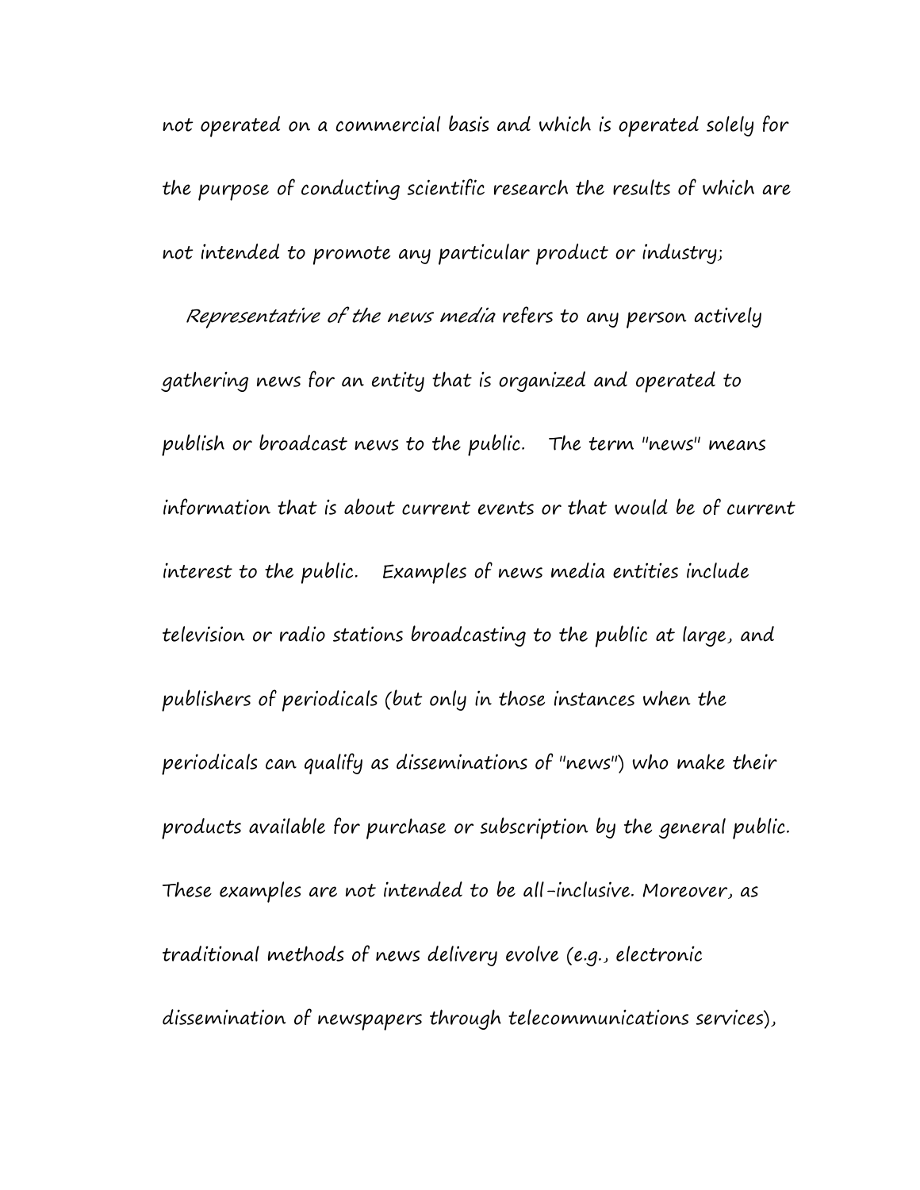not operated on a commercial basis and which is operated solely for the purpose of conducting scientific research the results of which are not intended to promote any particular product or industry;

*Representative of the news media* refers to any person actively gathering news for an entity that is organized and operated to publish or broadcast news to the public. The term "news" means information that is about current events or that would be of current interest to the public. Examples of news media entities include television or radio stations broadcasting to the public at large, and publishers of periodicals (but only in those instances when the periodicals can qualify as disseminations of "news") who make their products available for purchase or subscription by the general public. These examples are not intended to be all-inclusive. Moreover, as traditional methods of news delivery evolve (e.g., electronic dissemination of newspapers through telecommunications services),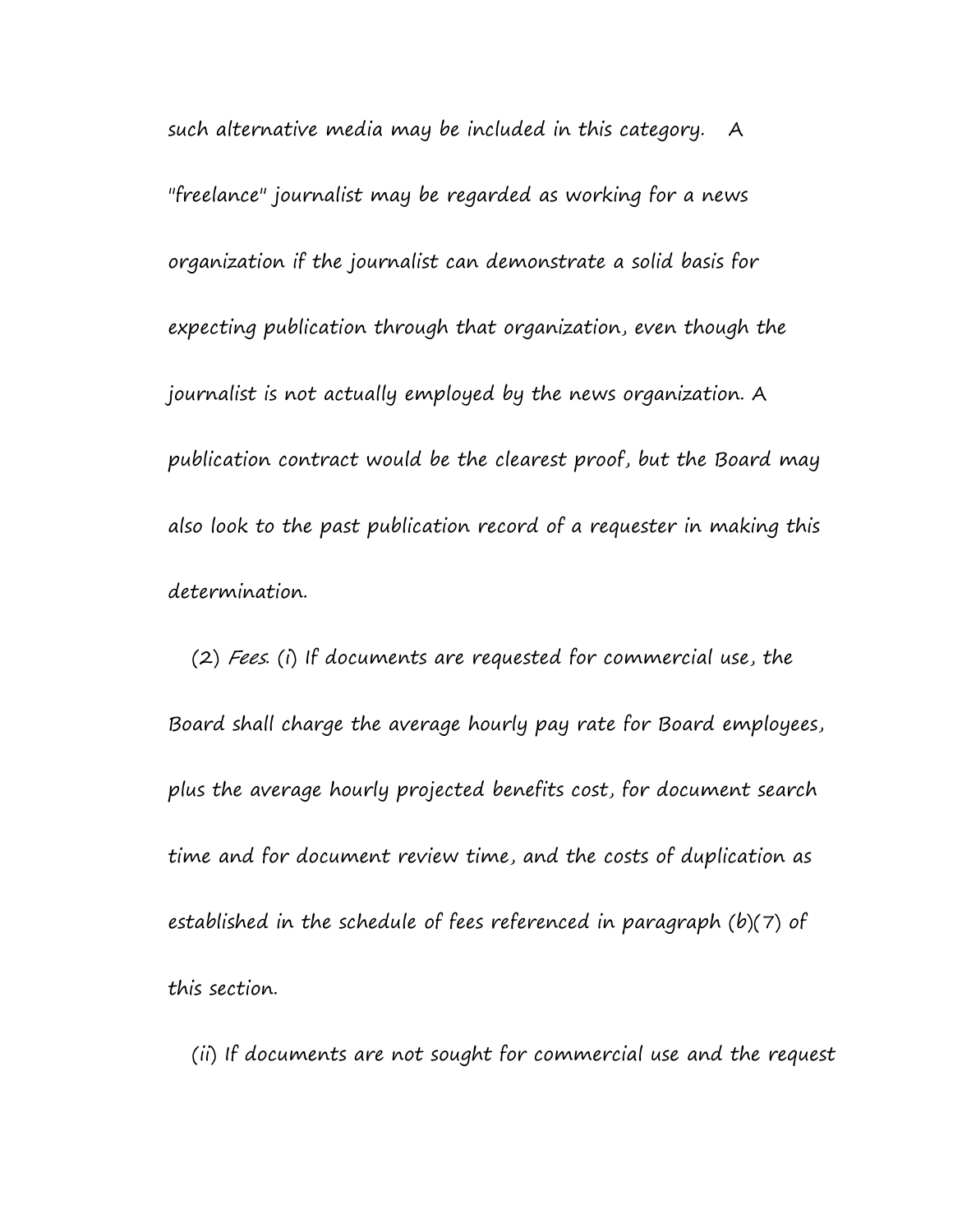such alternative media may be included in this category. A "freelance" journalist may be regarded as working for a news organization if the journalist can demonstrate a solid basis for expecting publication through that organization, even though the journalist is not actually employed by the news organization. A publication contract would be the clearest proof, but the Board may also look to the past publication record of a requester in making this determination.

(2) *Fees.* (i) If documents are requested for commercial use, the Board shall charge the average hourly pay rate for Board employees, plus the average hourly projected benefits cost, for document search time and for document review time, and the costs of duplication as established in the schedule of fees referenced in paragraph (b)(7) of this section.

(ii) If documents are not sought for commercial use and the request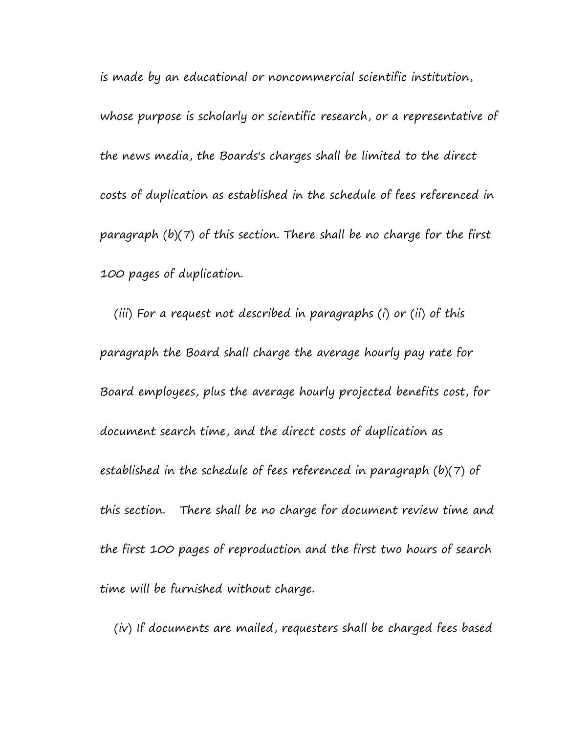is made by an educational or noncommercial scientific institution, whose purpose is scholarly or scientific research, or a representative of the news media, the Boards's charges shall be limited to the direct costs of duplication as established in the schedule of fees referenced in paragraph (b)(7) of this section. There shall be no charge for the first 100 pages of duplication.

(iii) For a request not described in paragraphs (i) or (ii) of this paragraph the Board shall charge the average hourly pay rate for Board employees, plus the average hourly projected benefits cost, for document search time, and the direct costs of duplication as established in the schedule of fees referenced in paragraph (b)(7) of this section. There shall be no charge for document review time and the first 100 pages of reproduction and the first two hours of search time will be furnished without charge.

(iv) If documents are mailed, requesters shall be charged fees based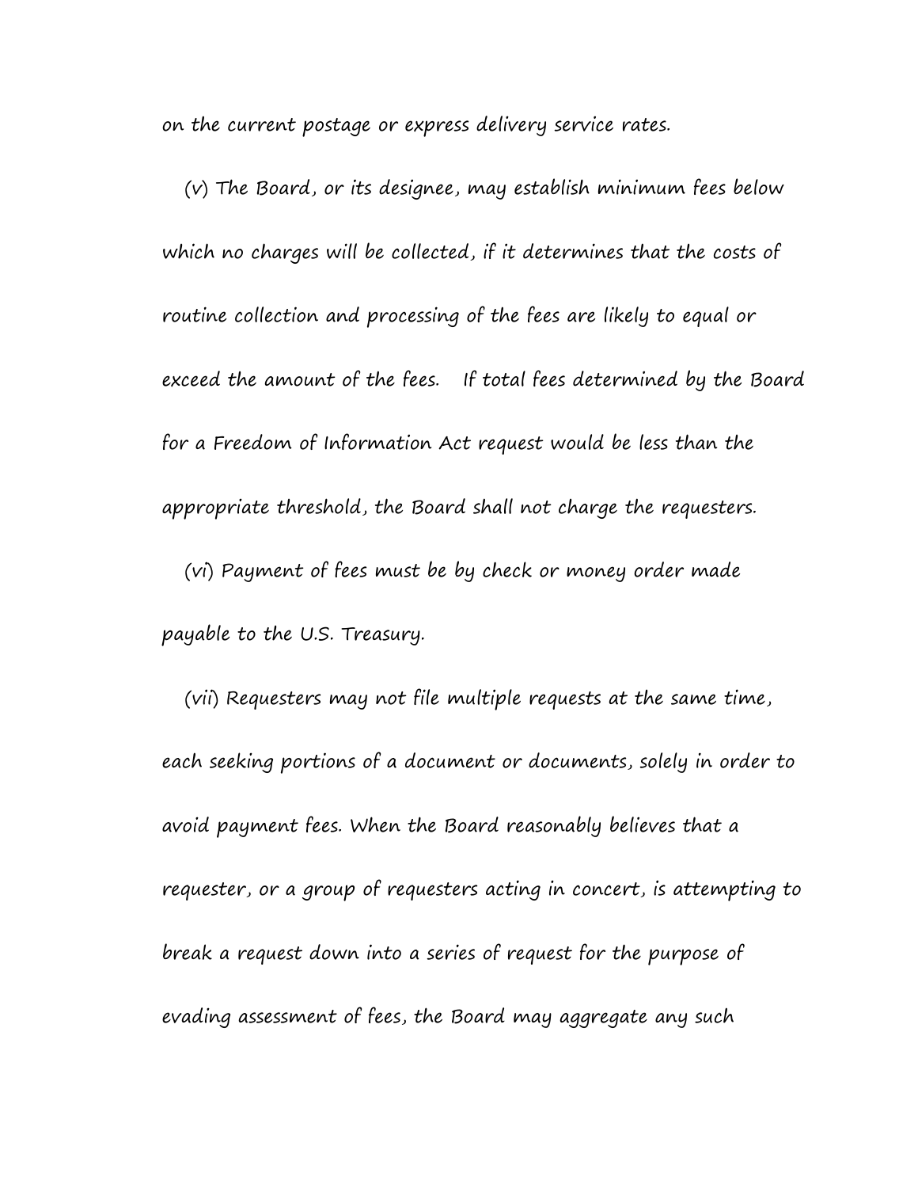on the current postage or express delivery service rates.

(v) The Board, or its designee, may establish minimum fees below which no charges will be collected, if it determines that the costs of routine collection and processing of the fees are likely to equal or exceed the amount of the fees. If total fees determined by the Board for a Freedom of Information Act request would be less than the appropriate threshold, the Board shall not charge the requesters.

(vi) Payment of fees must be by check or money order made payable to the U.S. Treasury.

(vii) Requesters may not file multiple requests at the same time, each seeking portions of a document or documents, solely in order to avoid payment fees. When the Board reasonably believes that a requester, or a group of requesters acting in concert, is attempting to break a request down into a series of request for the purpose of evading assessment of fees, the Board may aggregate any such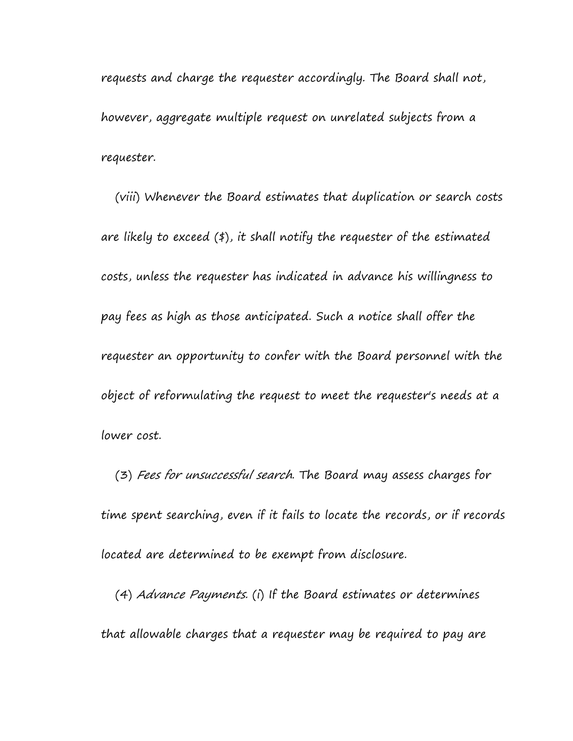requests and charge the requester accordingly. The Board shall not, however, aggregate multiple request on unrelated subjects from a requester.

(viii) Whenever the Board estimates that duplication or search costs are likely to exceed ($), it shall notify the requester of the estimated costs, unless the requester has indicated in advance his willingness to pay fees as high as those anticipated. Such a notice shall offer the requester an opportunity to confer with the Board personnel with the object of reformulating the request to meet the requester's needs at a lower cost.

(3) *Fees for unsuccessful search*. The Board may assess charges for time spent searching, even if it fails to locate the records, or if records located are determined to be exempt from disclosure.

(4) *Advance Payments.* (i) If the Board estimates or determines that allowable charges that a requester may be required to pay are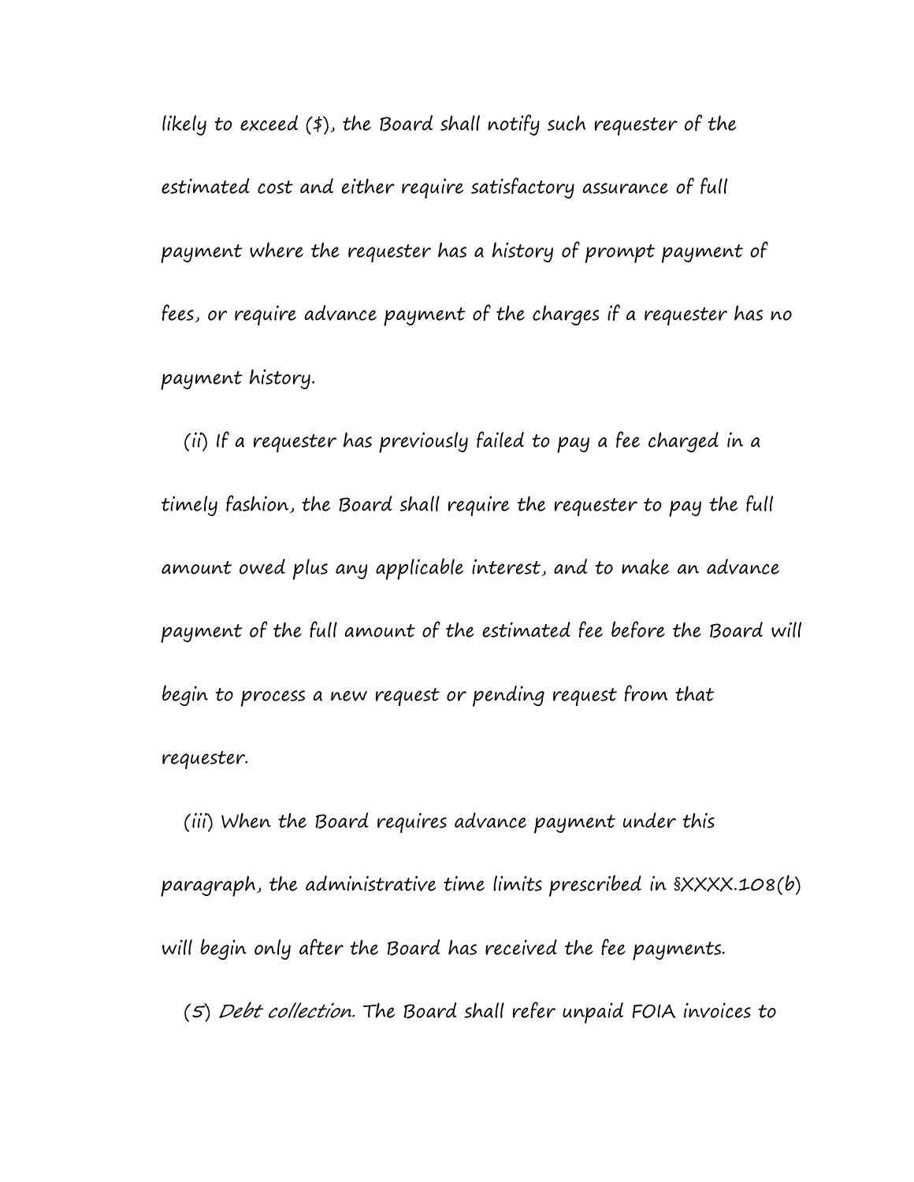likely to exceed ($), the Board shall notify such requester of the estimated cost and either require satisfactory assurance of full payment where the requester has a history of prompt payment of fees, or require advance payment of the charges if a requester has no payment history.

(ii) If a requester has previously failed to pay a fee charged in a timely fashion, the Board shall require the requester to pay the full amount owed plus any applicable interest, and to make an advance payment of the full amount of the estimated fee before the Board will begin to process a new request or pending request from that requester.

(iii) When the Board requires advance payment under this paragraph, the administrative time limits prescribed in §XXXX.108(b) will begin only after the Board has received the fee payments.

(5) *Debt collection.* The Board shall refer unpaid FOIA invoices to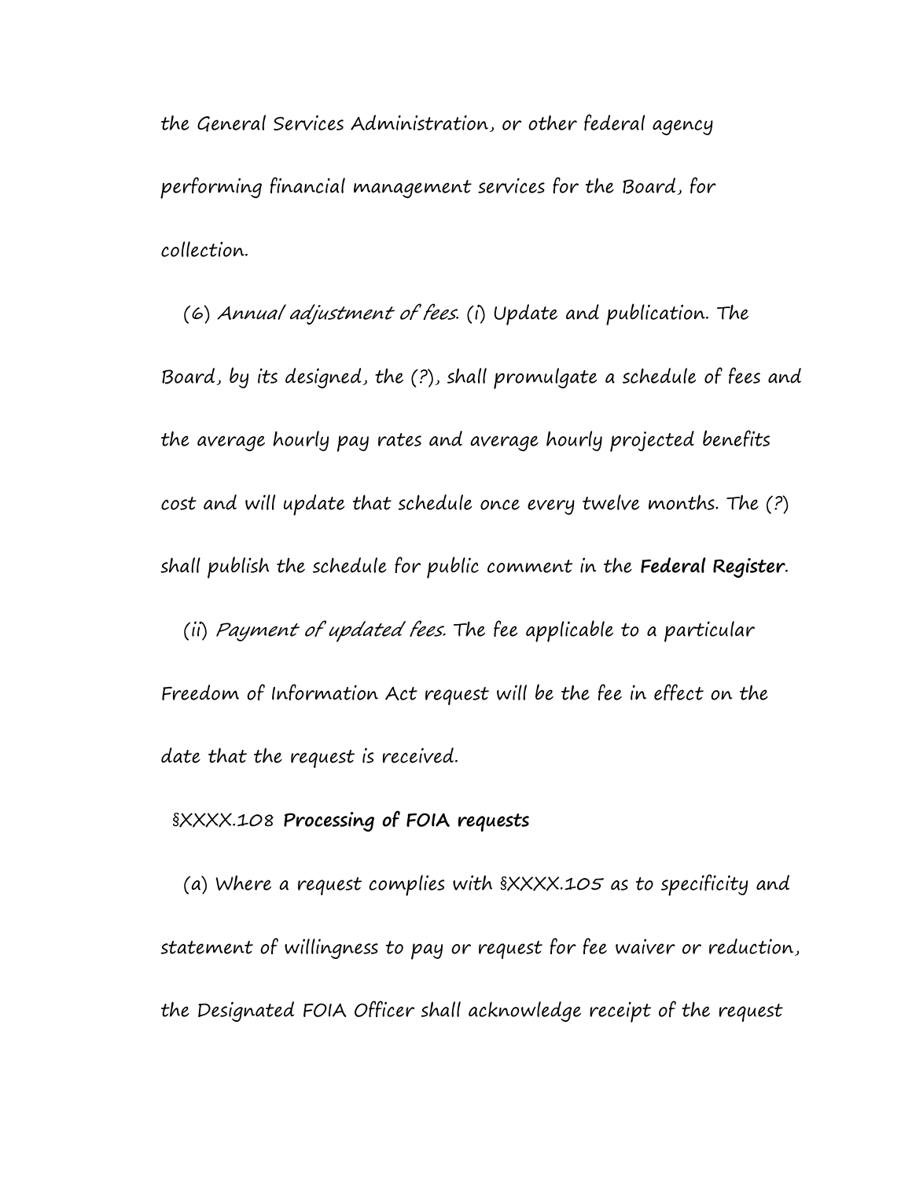the General Services Administration, or other federal agency performing financial management services for the Board, for collection.

(6) *Annual adjustment of fees*. (i) Update and publication. The Board, by its designed, the (?), shall promulgate a schedule of fees and the average hourly pay rates and average hourly projected benefits cost and will update that schedule once every twelve months. The (?) shall publish the schedule for public comment in the **Federal Register**.

(ii) *Payment of updated fees.* The fee applicable to a particular Freedom of Information Act request will be the fee in effect on the date that the request is received.

§XXXX.108 **Processing of FOIA requests**

(a) Where a request complies with §XXXX.105 as to specificity and statement of willingness to pay or request for fee waiver or reduction, the Designated FOIA Officer shall acknowledge receipt of the request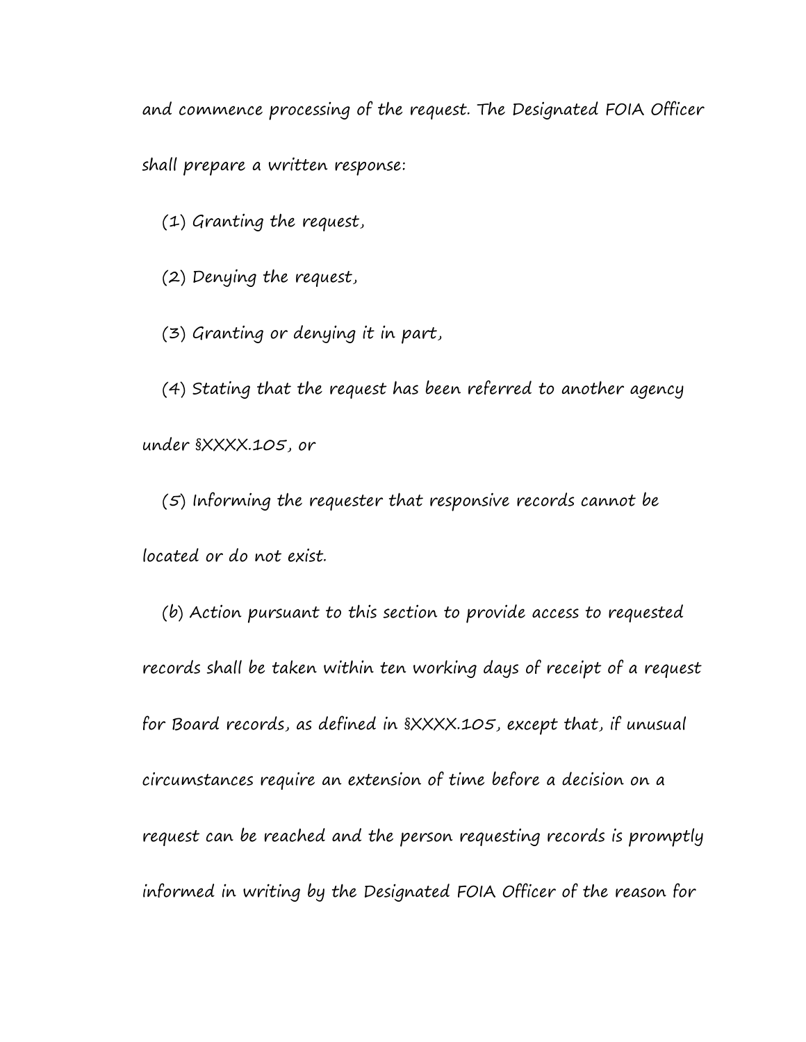and commence processing of the request. The Designated FOIA Officer shall prepare a written response:

(1) Granting the request,

(2) Denying the request,

(3) Granting or denying it in part,

(4) Stating that the request has been referred to another agency under §XXXX.105, or

(5) Informing the requester that responsive records cannot be located or do not exist.

(b) Action pursuant to this section to provide access to requested records shall be taken within ten working days of receipt of a request for Board records, as defined in §XXXX.105, except that, if unusual circumstances require an extension of time before a decision on a request can be reached and the person requesting records is promptly informed in writing by the Designated FOIA Officer of the reason for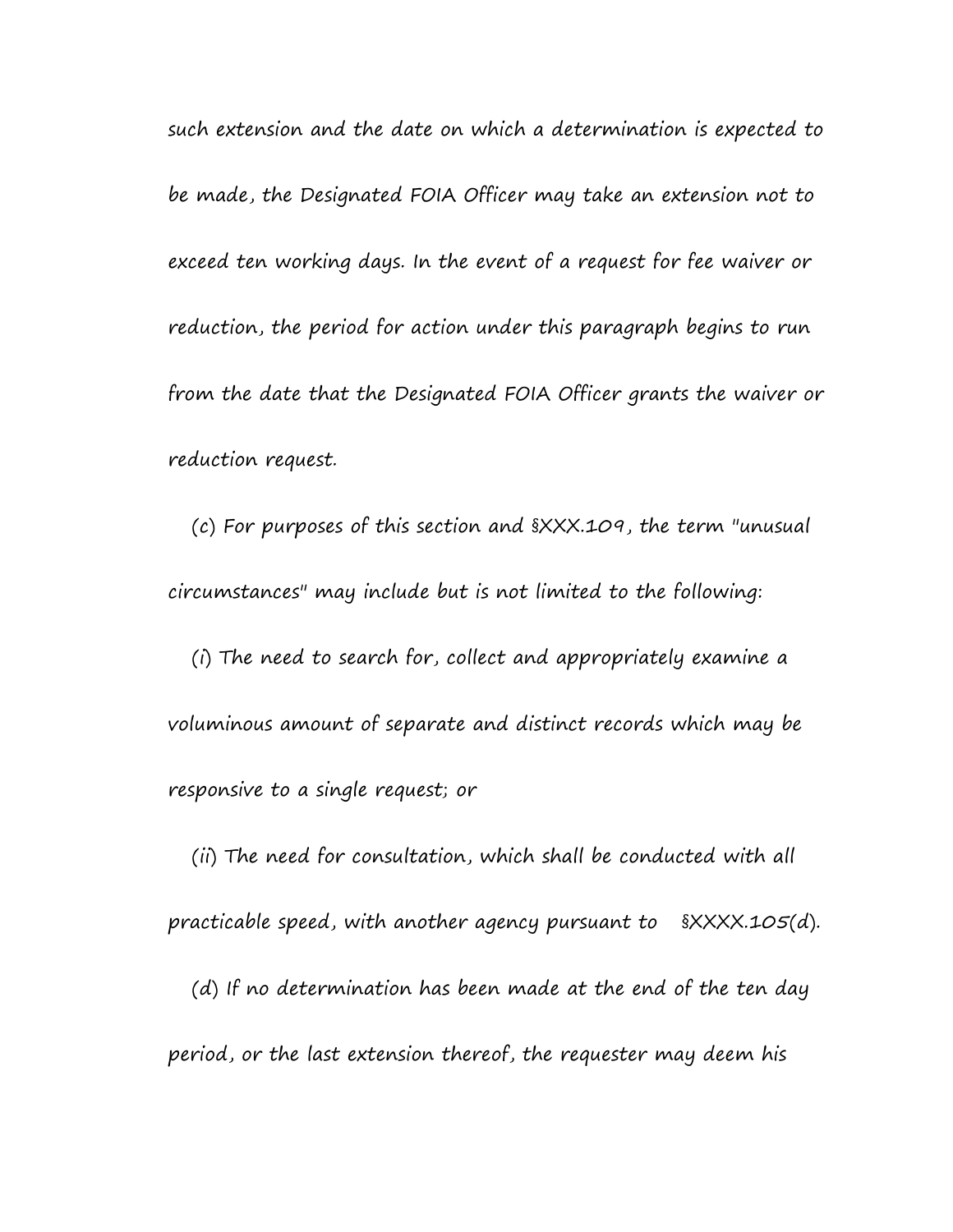such extension and the date on which a determination is expected to be made, the Designated FOIA Officer may take an extension not to exceed ten working days. In the event of a request for fee waiver or reduction, the period for action under this paragraph begins to run from the date that the Designated FOIA Officer grants the waiver or reduction request.

(c) For purposes of this section and §XXX.109, the term "unusual circumstances" may include but is not limited to the following:

(i) The need to search for, collect and appropriately examine a voluminous amount of separate and distinct records which may be responsive to a single request; or

(ii) The need for consultation, which shall be conducted with all practicable speed, with another agency pursuant to §XXXX.105(d).

(d) If no determination has been made at the end of the ten day period, or the last extension thereof, the requester may deem his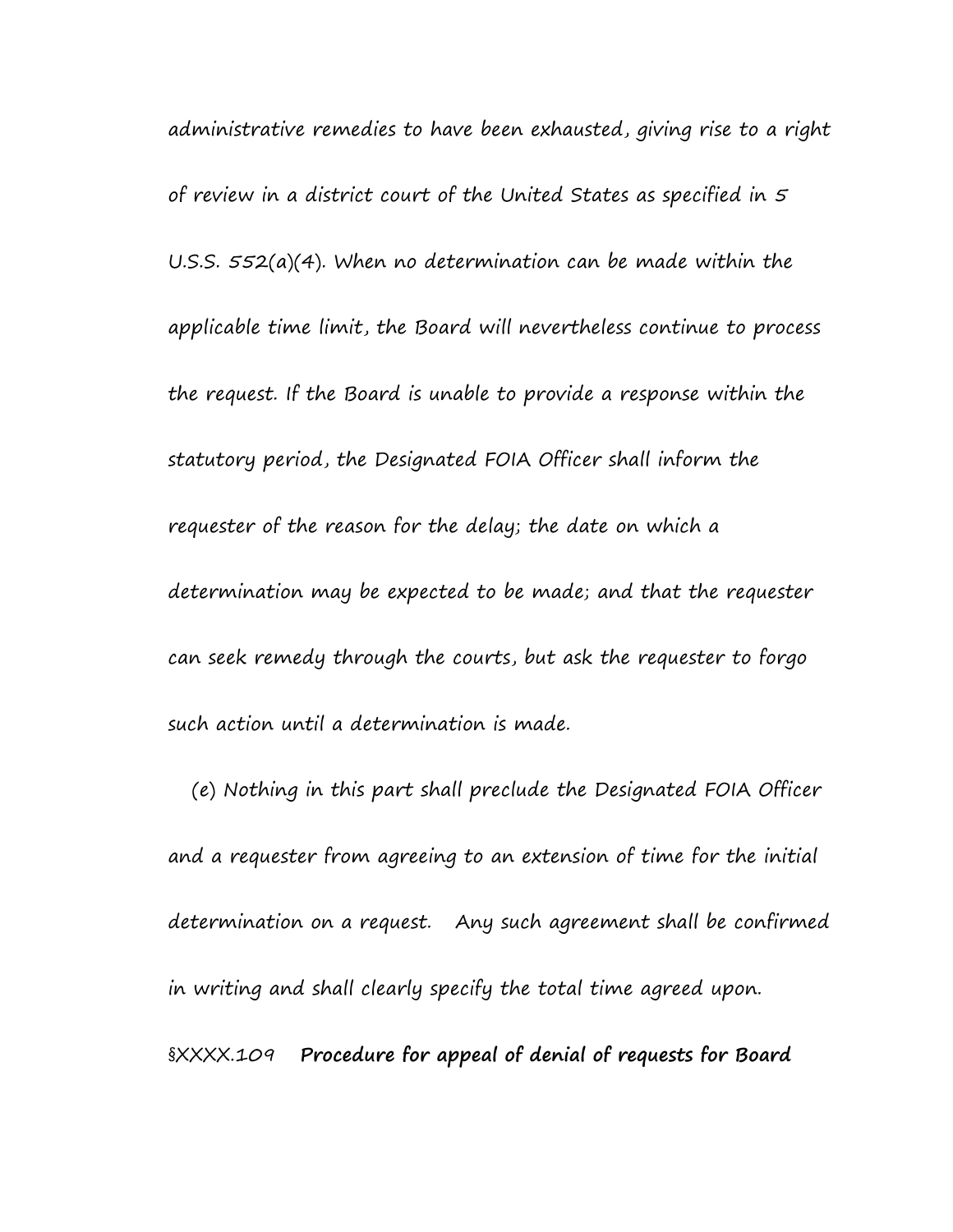administrative remedies to have been exhausted, giving rise to a right of review in a district court of the United States as specified in 5 U.S.S. 552(a)(4). When no determination can be made within the applicable time limit, the Board will nevertheless continue to process the request. If the Board is unable to provide a response within the statutory period, the Designated FOIA Officer shall inform the requester of the reason for the delay; the date on which a determination may be expected to be made; and that the requester can seek remedy through the courts, but ask the requester to forgo such action until a determination is made.

(e) Nothing in this part shall preclude the Designated FOIA Officer and a requester from agreeing to an extension of time for the initial determination on a request. Any such agreement shall be confirmed in writing and shall clearly specify the total time agreed upon.

§XXXX.109 **Procedure for appeal of denial of requests for Board**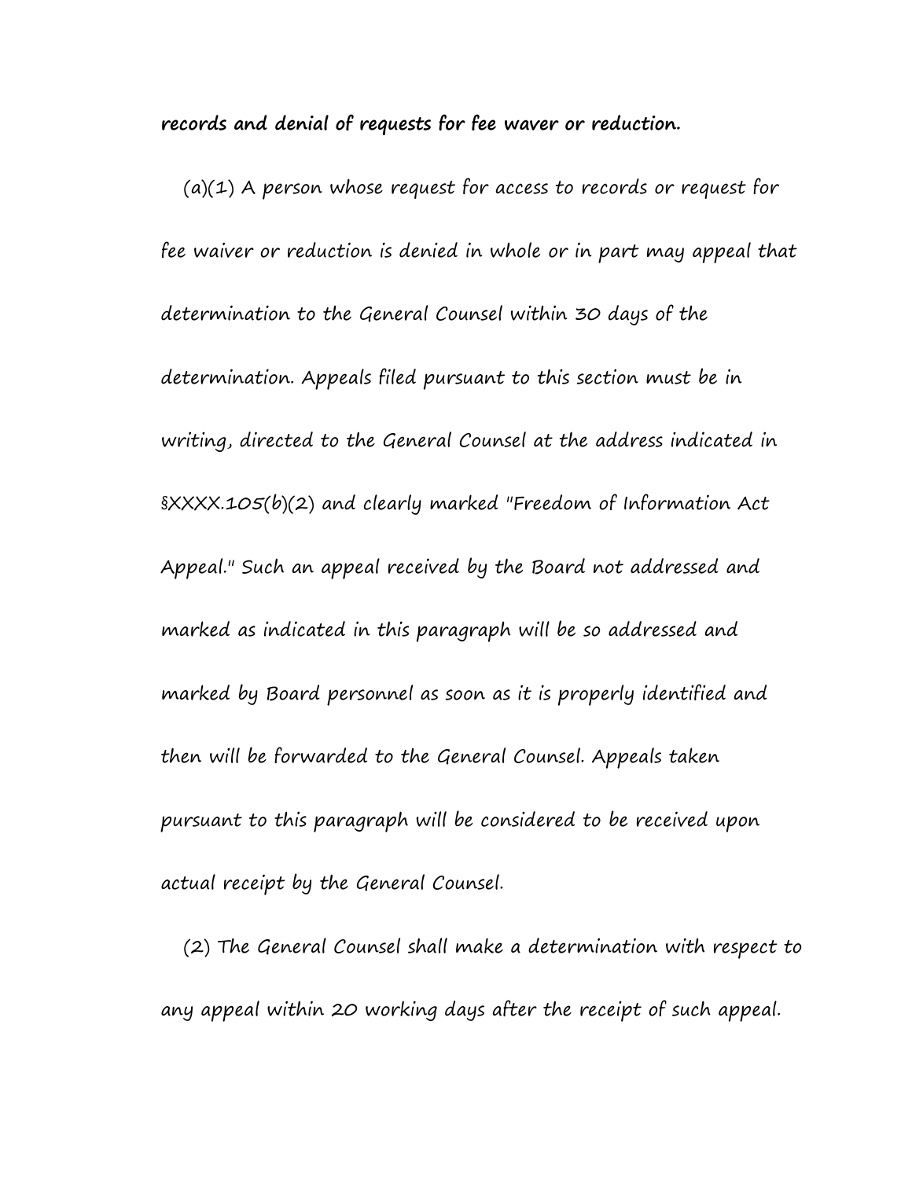**records and denial of requests for fee waver or reduction.**

(a)(1) A person whose request for access to records or request for fee waiver or reduction is denied in whole or in part may appeal that determination to the General Counsel within 30 days of the determination. Appeals filed pursuant to this section must be in writing, directed to the General Counsel at the address indicated in §XXXX.105(b)(2) and clearly marked "Freedom of Information Act Appeal." Such an appeal received by the Board not addressed and marked as indicated in this paragraph will be so addressed and marked by Board personnel as soon as it is properly identified and then will be forwarded to the General Counsel. Appeals taken pursuant to this paragraph will be considered to be received upon actual receipt by the General Counsel.

(2) The General Counsel shall make a determination with respect to any appeal within 20 working days after the receipt of such appeal.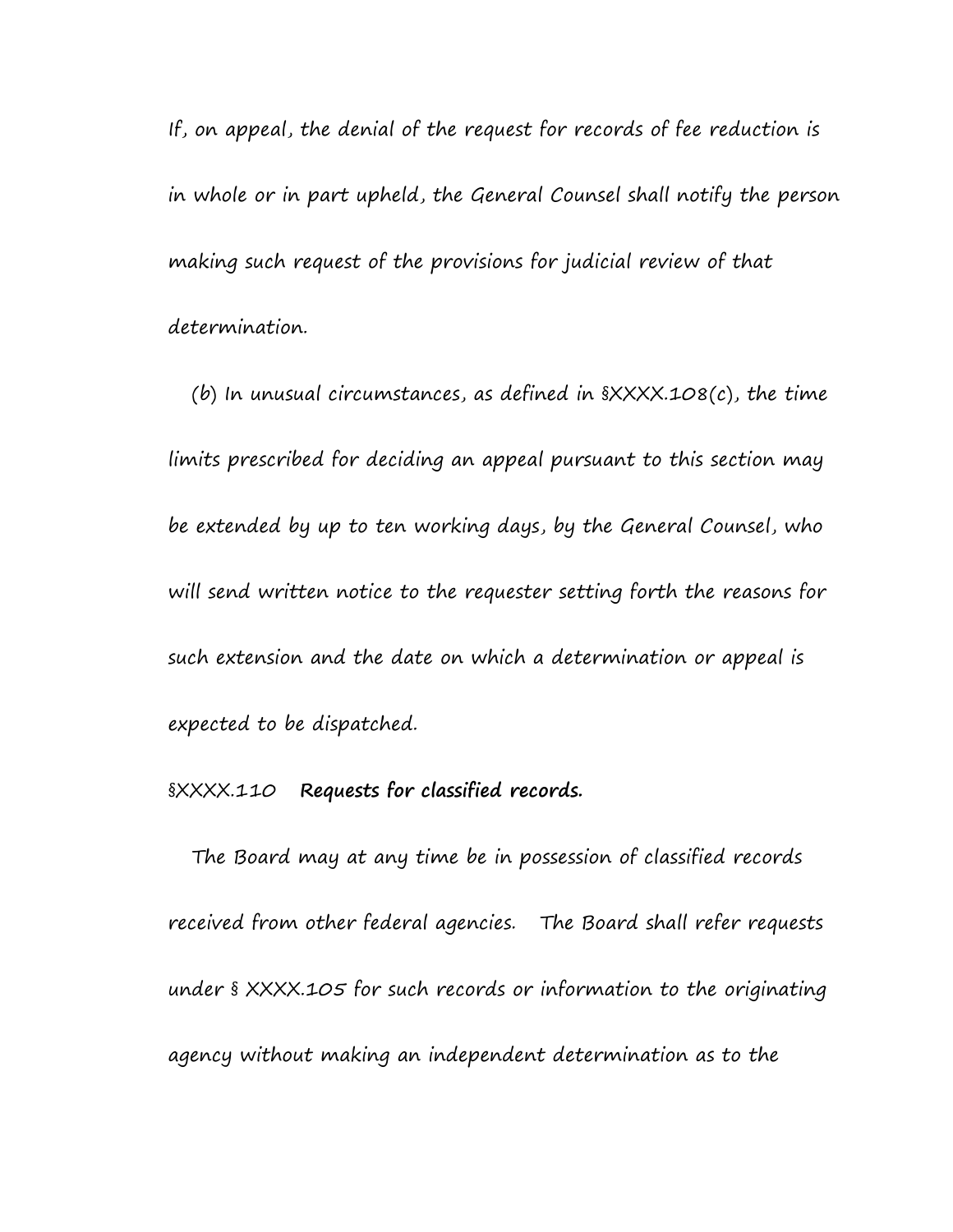If, on appeal, the denial of the request for records of fee reduction is in whole or in part upheld, the General Counsel shall notify the person making such request of the provisions for judicial review of that determination.

(b) In unusual circumstances, as defined in §XXXX.108(c), the time limits prescribed for deciding an appeal pursuant to this section may be extended by up to ten working days, by the General Counsel, who will send written notice to the requester setting forth the reasons for such extension and the date on which a determination or appeal is expected to be dispatched.

§XXXX.110 **Requests for classified records.**

The Board may at any time be in possession of classified records received from other federal agencies. The Board shall refer requests under § XXXX.105 for such records or information to the originating agency without making an independent determination as to the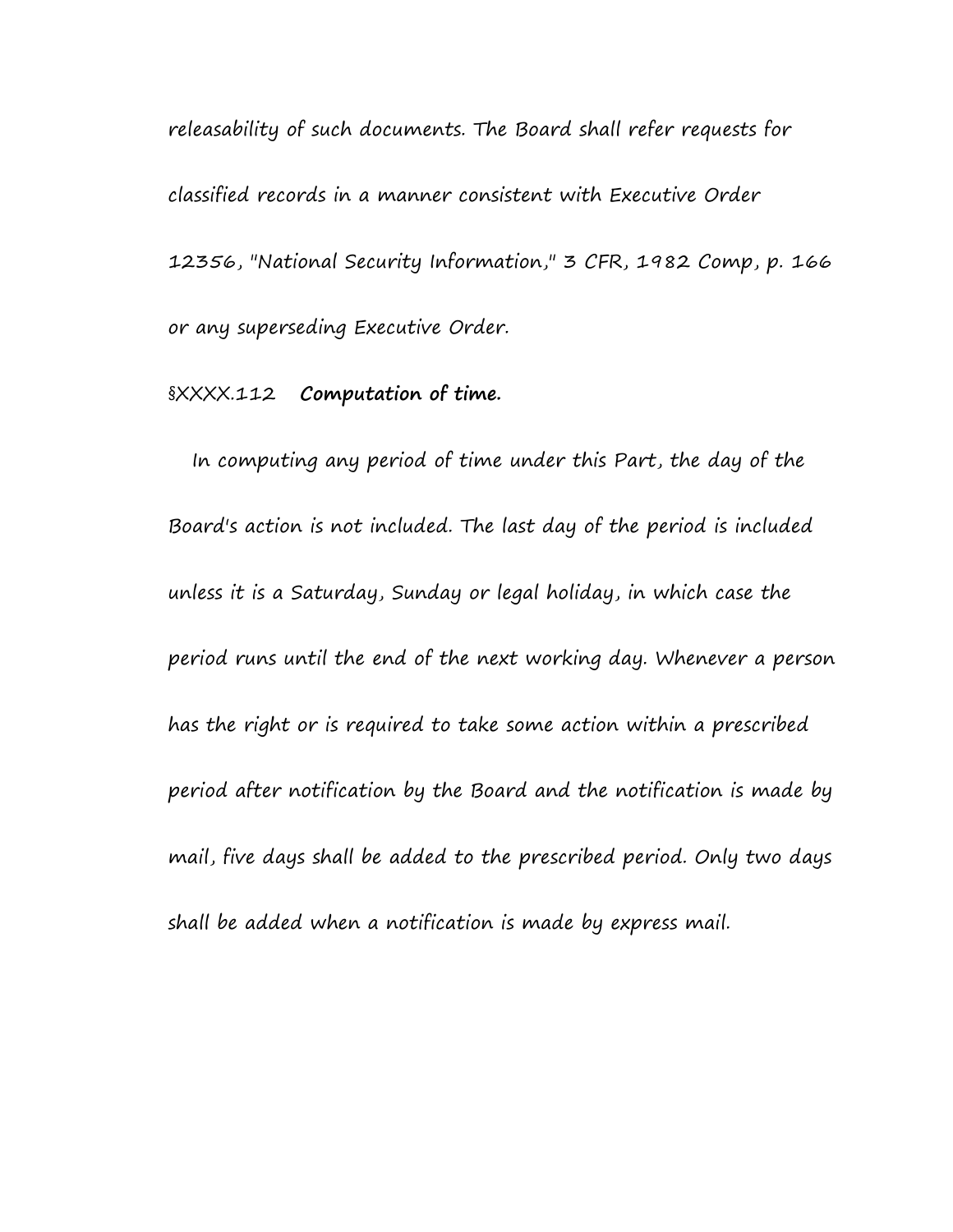releasability of such documents. The Board shall refer requests for classified records in a manner consistent with Executive Order 12356, "National Security Information," 3 CFR, 1982 Comp, p. 166 or any superseding Executive Order.

§XXXX.112 **Computation of time.**

In computing any period of time under this Part, the day of the Board's action is not included. The last day of the period is included unless it is a Saturday, Sunday or legal holiday, in which case the period runs until the end of the next working day. Whenever a person has the right or is required to take some action within a prescribed period after notification by the Board and the notification is made by mail, five days shall be added to the prescribed period. Only two days shall be added when a notification is made by express mail.